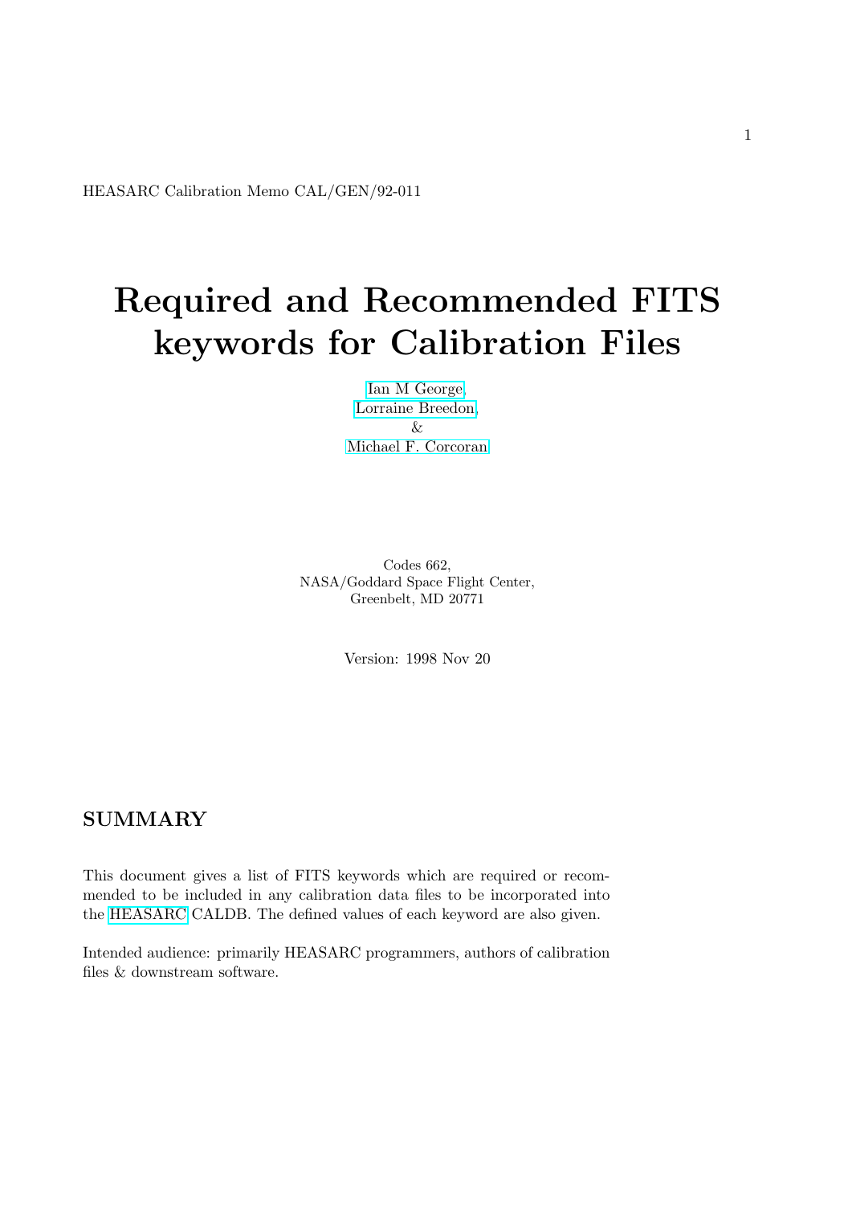HEASARC Calibration Memo CAL/GEN/92-011

# Required and Recommended FITS keywords for Calibration Files

Ian M George,
Lorraine Breedon,
&
Michael F. Corcoran

Codes 662,
NASA/Goddard Space Flight Center,
Greenbelt, MD 20771

Version: 1998 Nov 20

## SUMMARY

This document gives a list of FITS keywords which are required or recommended to be included in any calibration data files to be incorporated into the HEASARC CALDB. The defined values of each keyword are also given.

Intended audience: primarily HEASARC programmers, authors of calibration files & downstream software.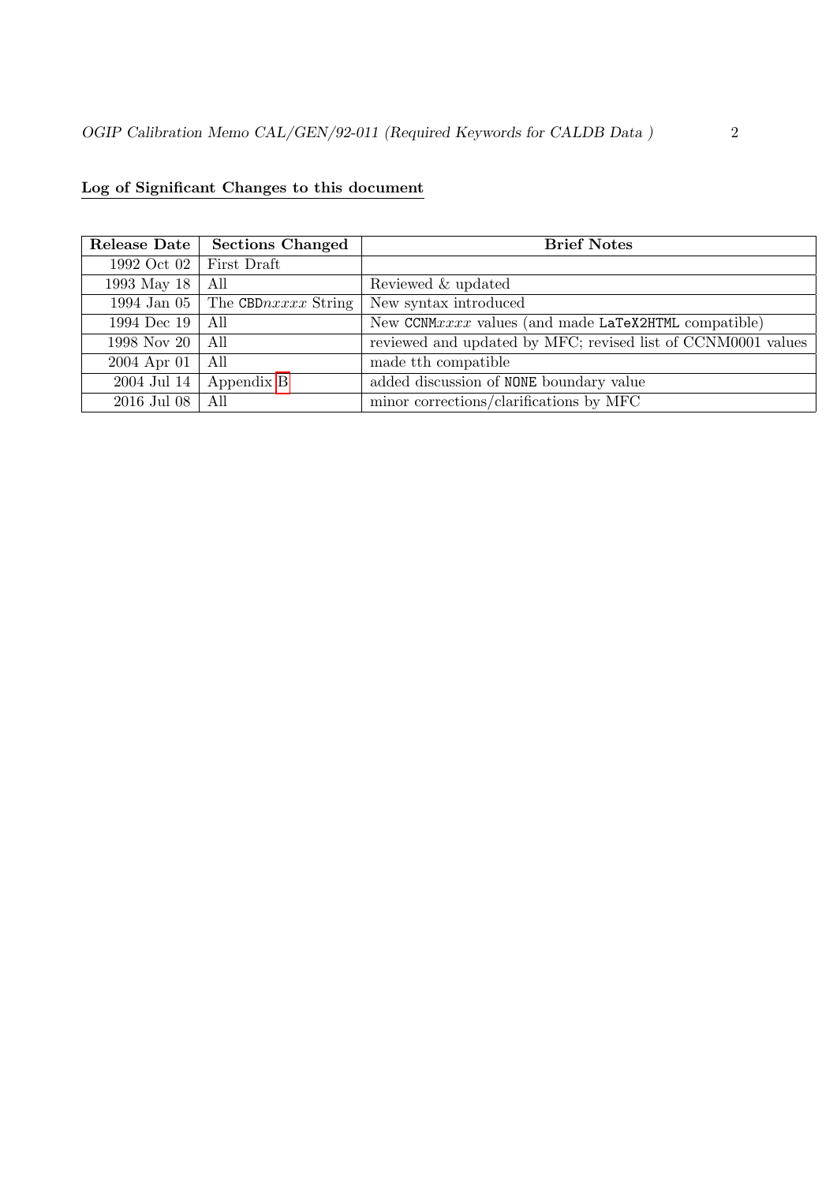**Log of Significant Changes to this document**

| Release Date | Sections Changed | Brief Notes |
|---|---|---|
| 1992 Oct 02 | First Draft | |
| 1993 May 18 | All | Reviewed & updated |
| 1994 Jan 05 | The CBD*nxxxx* String | New syntax introduced |
| 1994 Dec 19 | All | New CCNM*xxxx* values (and made LaTeX2HTML compatible) |
| 1998 Nov 20 | All | reviewed and updated by MFC; revised list of CCNM0001 values |
| 2004 Apr 01 | All | made tth compatible |
| 2004 Jul 14 | Appendix B | added discussion of NONE boundary value |
| 2016 Jul 08 | All | minor corrections/clarifications by MFC |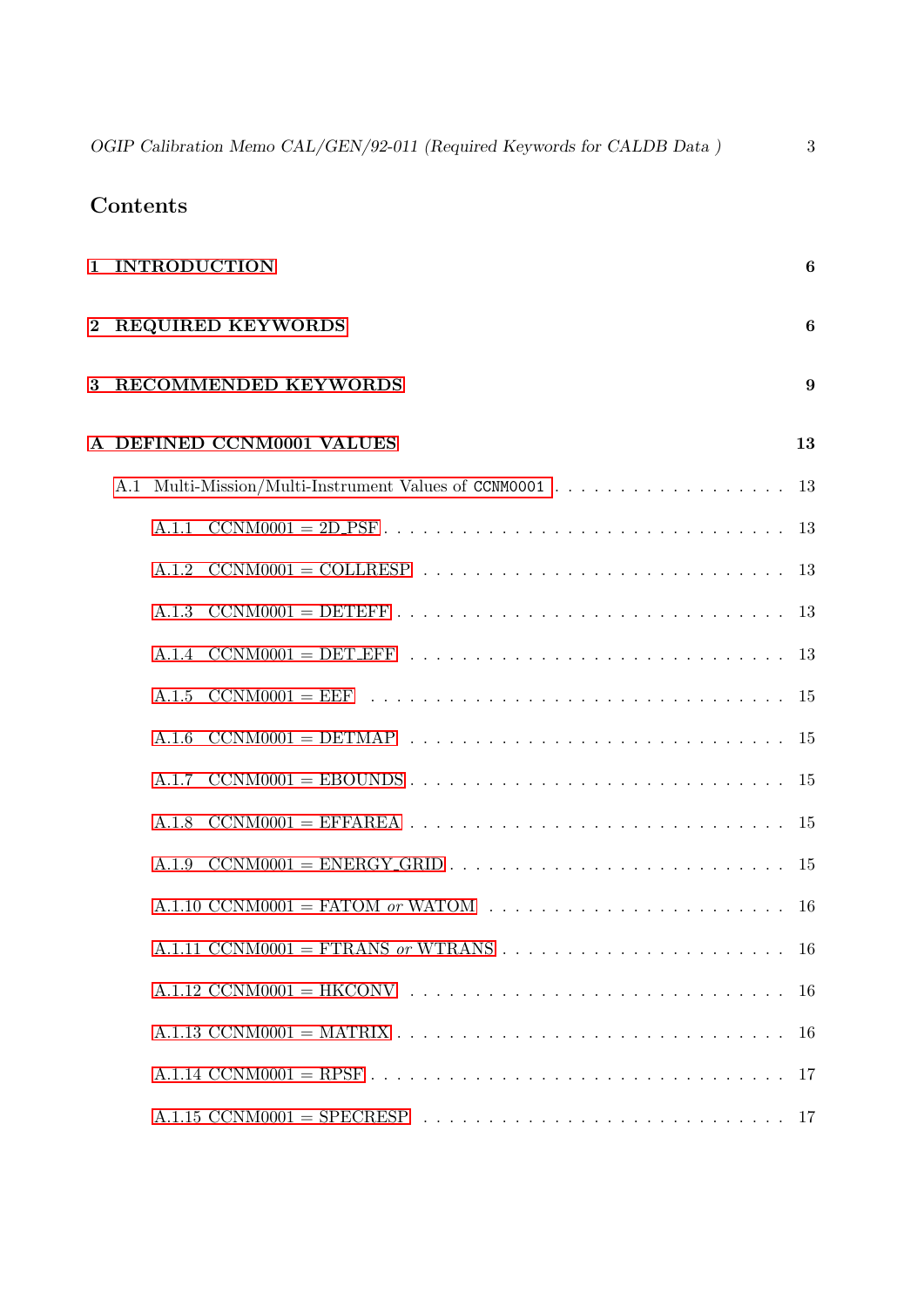# Contents

**1 INTRODUCTION** **6**

**2 REQUIRED KEYWORDS** **6**

**3 RECOMMENDED KEYWORDS** **9**

**A DEFINED CCNM0001 VALUES** **13**

- A.1 Multi-Mission/Multi-Instrument Values of `CCNM0001` . . . . . . . . . . . . . . . . . . . 13
  - A.1.1 CCNM0001 = 2D_PSF . . . . . . . . . . . . . . . . . . . . . . . . . . . . . . . 13
  - A.1.2 CCNM0001 = COLLRESP . . . . . . . . . . . . . . . . . . . . . . . . . . . . 13
  - A.1.3 CCNM0001 = DETEFF . . . . . . . . . . . . . . . . . . . . . . . . . . . . . . 13
  - A.1.4 CCNM0001 = DET_EFF . . . . . . . . . . . . . . . . . . . . . . . . . . . . . 13
  - A.1.5 CCNM0001 = EEF . . . . . . . . . . . . . . . . . . . . . . . . . . . . . . . . 15
  - A.1.6 CCNM0001 = DETMAP . . . . . . . . . . . . . . . . . . . . . . . . . . . . . 15
  - A.1.7 CCNM0001 = EBOUNDS . . . . . . . . . . . . . . . . . . . . . . . . . . . . 15
  - A.1.8 CCNM0001 = EFFAREA . . . . . . . . . . . . . . . . . . . . . . . . . . . . . 15
  - A.1.9 CCNM0001 = ENERGY_GRID . . . . . . . . . . . . . . . . . . . . . . . . . 15
  - A.1.10 CCNM0001 = FATOM *or* WATOM . . . . . . . . . . . . . . . . . . . . . . 16
  - A.1.11 CCNM0001 = FTRANS *or* WTRANS . . . . . . . . . . . . . . . . . . . . . 16
  - A.1.12 CCNM0001 = HKCONV . . . . . . . . . . . . . . . . . . . . . . . . . . . . . 16
  - A.1.13 CCNM0001 = MATRIX . . . . . . . . . . . . . . . . . . . . . . . . . . . . . . 16
  - A.1.14 CCNM0001 = RPSF . . . . . . . . . . . . . . . . . . . . . . . . . . . . . . . . 17
  - A.1.15 CCNM0001 = SPECRESP . . . . . . . . . . . . . . . . . . . . . . . . . . . . 17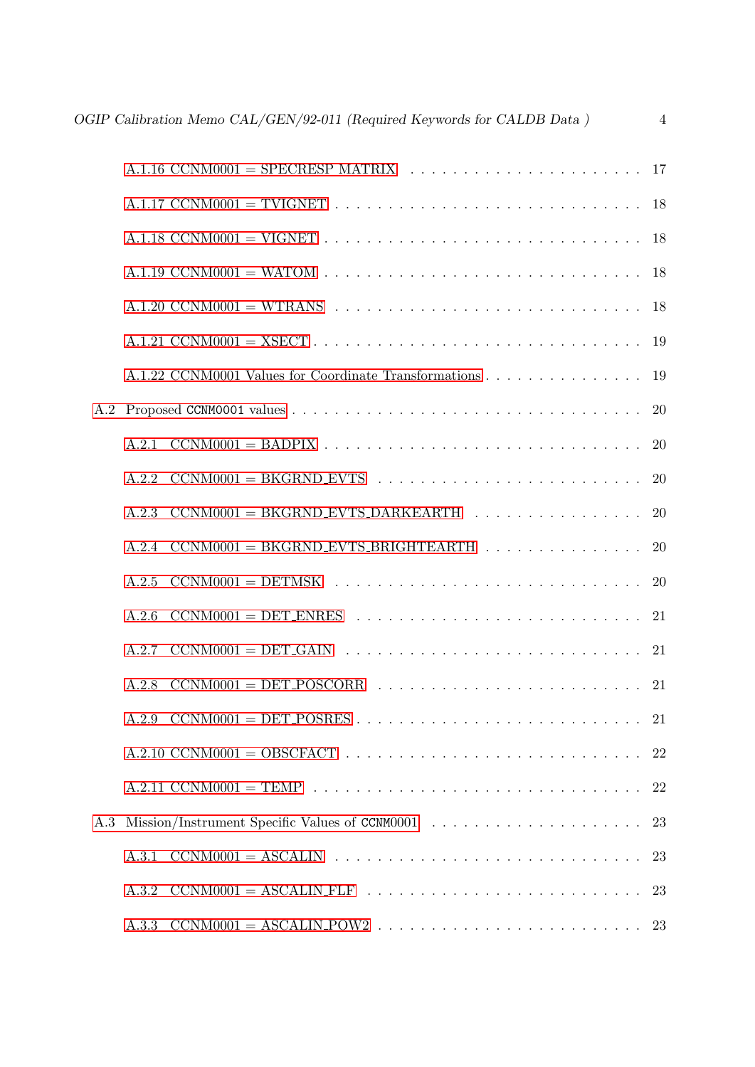- A.1.16 CCNM0001 = SPECRESP MATRIX . . . . . . . . . . . . . . . . . . . . . . 17
- A.1.17 CCNM0001 = TVIGNET . . . . . . . . . . . . . . . . . . . . . . . . . . . . 18
- A.1.18 CCNM0001 = VIGNET . . . . . . . . . . . . . . . . . . . . . . . . . . . . 18
- A.1.19 CCNM0001 = WATOM . . . . . . . . . . . . . . . . . . . . . . . . . . . . 18
- A.1.20 CCNM0001 = WTRANS . . . . . . . . . . . . . . . . . . . . . . . . . . . 18
- A.1.21 CCNM0001 = XSECT . . . . . . . . . . . . . . . . . . . . . . . . . . . . . 19
- A.1.22 CCNM0001 Values for Coordinate Transformations . . . . . . . . . . . . . . . 19

A.2 Proposed `CCNM0001` values . . . . . . . . . . . . . . . . . . . . . . . . . . . . . 20

- A.2.1 CCNM0001 = BADPIX . . . . . . . . . . . . . . . . . . . . . . . . . . . . . 20
- A.2.2 CCNM0001 = BKGRND_EVTS . . . . . . . . . . . . . . . . . . . . . . . . 20
- A.2.3 CCNM0001 = BKGRND_EVTS_DARKEARTH . . . . . . . . . . . . . . . . 20
- A.2.4 CCNM0001 = BKGRND_EVTS_BRIGHTEARTH . . . . . . . . . . . . . . . 20
- A.2.5 CCNM0001 = DETMSK . . . . . . . . . . . . . . . . . . . . . . . . . . . . 20
- A.2.6 CCNM0001 = DET_ENRES . . . . . . . . . . . . . . . . . . . . . . . . . . 21
- A.2.7 CCNM0001 = DET_GAIN . . . . . . . . . . . . . . . . . . . . . . . . . . . 21
- A.2.8 CCNM0001 = DET_POSCORR . . . . . . . . . . . . . . . . . . . . . . . . 21
- A.2.9 CCNM0001 = DET_POSRES . . . . . . . . . . . . . . . . . . . . . . . . . 21
- A.2.10 CCNM0001 = OBSCFACT . . . . . . . . . . . . . . . . . . . . . . . . . . 22
- A.2.11 CCNM0001 = TEMP . . . . . . . . . . . . . . . . . . . . . . . . . . . . . 22

A.3 Mission/Instrument Specific Values of `CCNM0001` . . . . . . . . . . . . . . . . . . 23

- A.3.1 CCNM0001 = ASCALIN . . . . . . . . . . . . . . . . . . . . . . . . . . . 23
- A.3.2 CCNM0001 = ASCALIN_FLF . . . . . . . . . . . . . . . . . . . . . . . . . 23
- A.3.3 CCNM0001 = ASCALIN_POW2 . . . . . . . . . . . . . . . . . . . . . . . . 23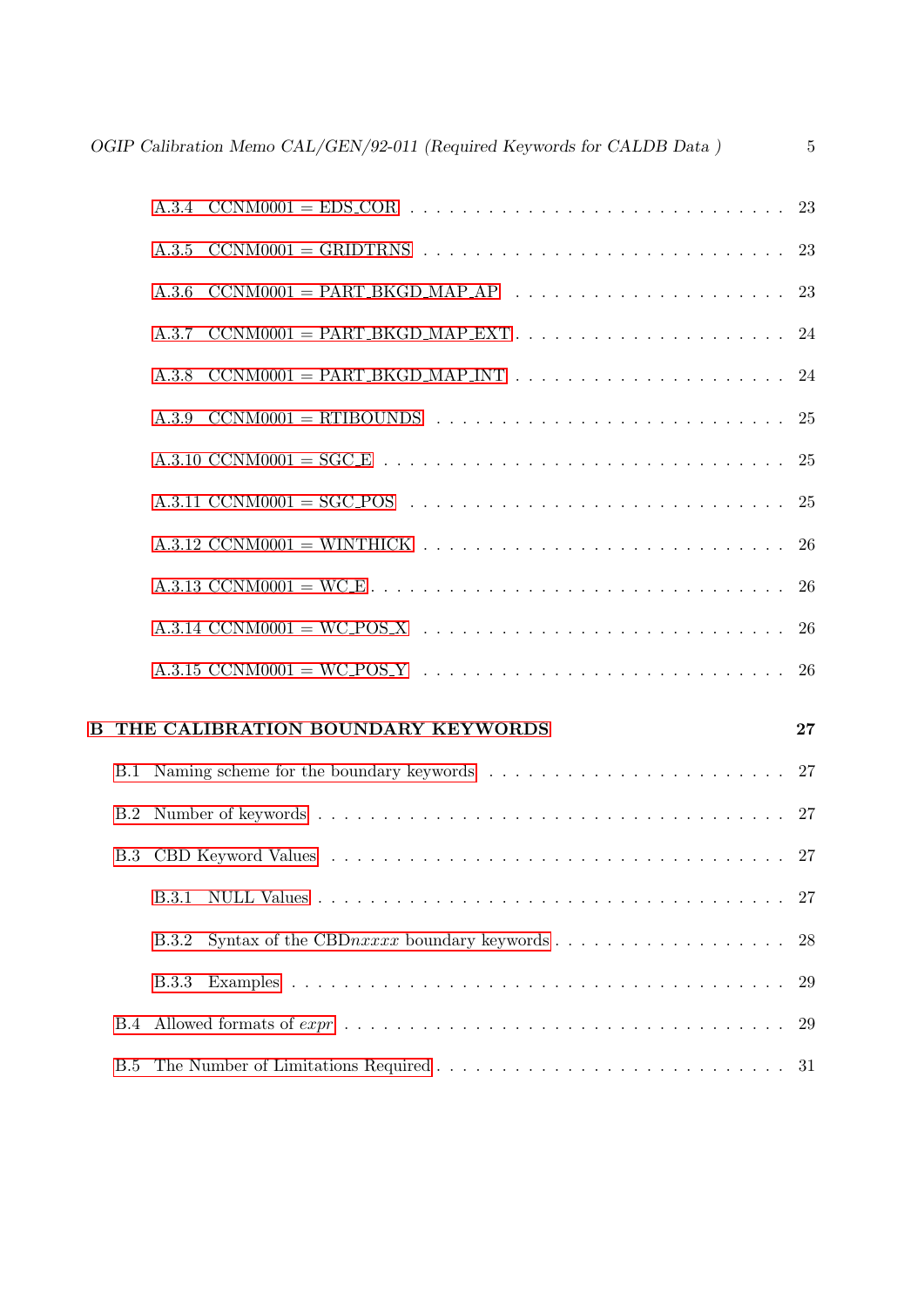- A.3.4 CCNM0001 = EDS_COR . . . . . 23
- A.3.5 CCNM0001 = GRIDTRNS . . . . . 23
- A.3.6 CCNM0001 = PART_BKGD_MAP_AP . . . . . 23
- A.3.7 CCNM0001 = PART_BKGD_MAP_EXT . . . . . 24
- A.3.8 CCNM0001 = PART_BKGD_MAP_INT . . . . . 24
- A.3.9 CCNM0001 = RTIBOUNDS . . . . . 25
- A.3.10 CCNM0001 = SGC_E . . . . . 25
- A.3.11 CCNM0001 = SGC_POS . . . . . 25
- A.3.12 CCNM0001 = WINTHICK . . . . . 26
- A.3.13 CCNM0001 = WC_E . . . . . 26
- A.3.14 CCNM0001 = WC_POS_X . . . . . 26
- A.3.15 CCNM0001 = WC_POS_Y . . . . . 26

**B THE CALIBRATION BOUNDARY KEYWORDS** . . . . . **27**

- B.1 Naming scheme for the boundary keywords . . . . . 27
- B.2 Number of keywords . . . . . 27
- B.3 CBD Keyword Values . . . . . 27
  - B.3.1 NULL Values . . . . . 27
  - B.3.2 Syntax of the CBD*nxxxx* boundary keywords . . . . . 28
  - B.3.3 Examples . . . . . 29
- B.4 Allowed formats of *expr* . . . . . 29
- B.5 The Number of Limitations Required . . . . . 31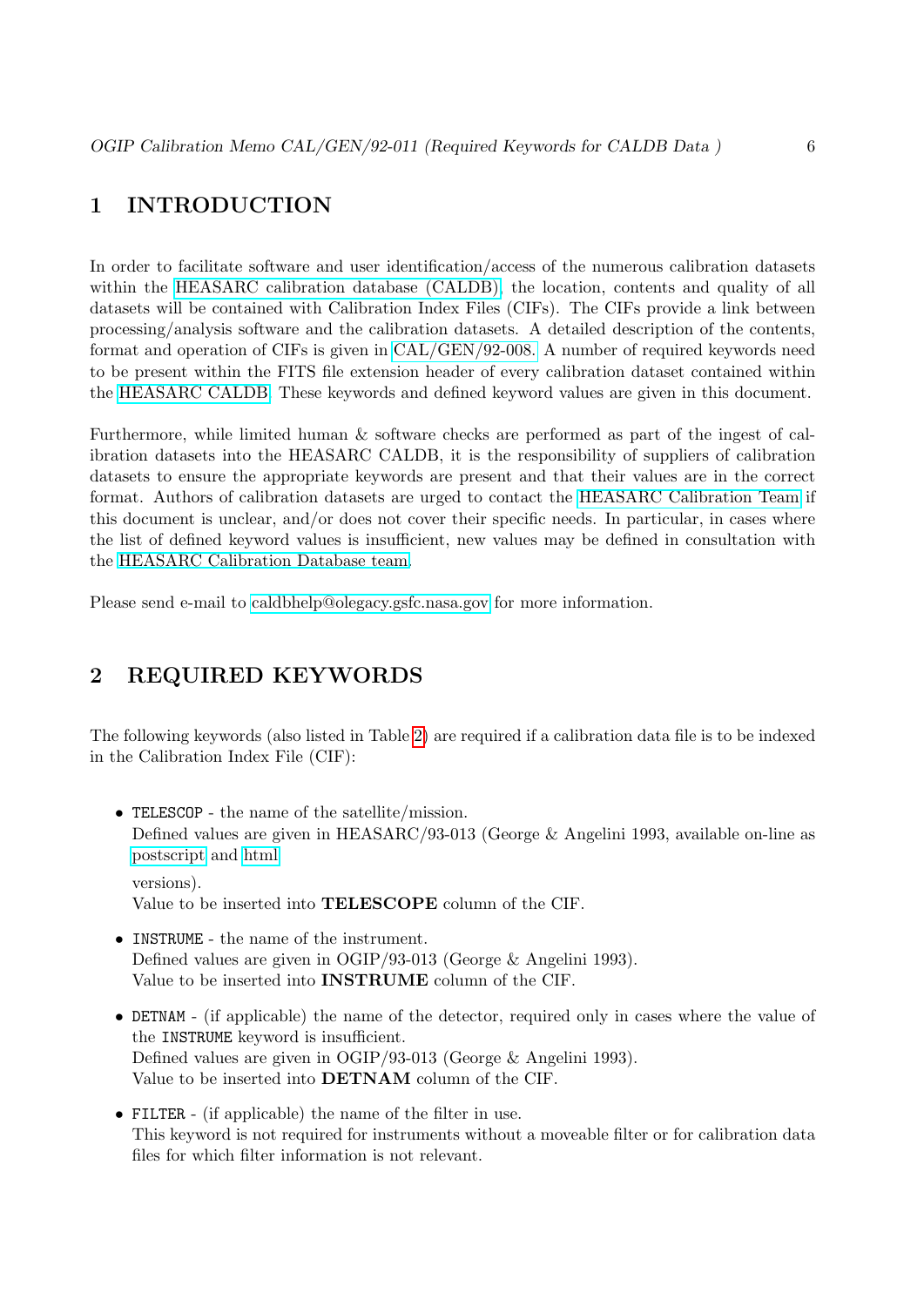# 1 INTRODUCTION

In order to facilitate software and user identification/access of the numerous calibration datasets within the HEASARC calibration database (CALDB), the location, contents and quality of all datasets will be contained with Calibration Index Files (CIFs). The CIFs provide a link between processing/analysis software and the calibration datasets. A detailed description of the contents, format and operation of CIFs is given in CAL/GEN/92-008. A number of required keywords need to be present within the FITS file extension header of every calibration dataset contained within the HEASARC CALDB. These keywords and defined keyword values are given in this document.

Furthermore, while limited human & software checks are performed as part of the ingest of calibration datasets into the HEASARC CALDB, it is the responsibility of suppliers of calibration datasets to ensure the appropriate keywords are present and that their values are in the correct format. Authors of calibration datasets are urged to contact the HEASARC Calibration Team if this document is unclear, and/or does not cover their specific needs. In particular, in cases where the list of defined keyword values is insufficient, new values may be defined in consultation with the HEASARC Calibration Database team.

Please send e-mail to caldbhelp@olegacy.gsfc.nasa.gov for more information.

# 2 REQUIRED KEYWORDS

The following keywords (also listed in Table 2) are required if a calibration data file is to be indexed in the Calibration Index File (CIF):

- `TELESCOP` - the name of the satellite/mission.
  Defined values are given in HEASARC/93-013 (George & Angelini 1993, available on-line as postscript and html versions).
  Value to be inserted into **TELESCOPE** column of the CIF.

- `INSTRUME` - the name of the instrument.
  Defined values are given in OGIP/93-013 (George & Angelini 1993).
  Value to be inserted into **INSTRUME** column of the CIF.

- `DETNAM` - (if applicable) the name of the detector, required only in cases where the value of the `INSTRUME` keyword is insufficient.
  Defined values are given in OGIP/93-013 (George & Angelini 1993).
  Value to be inserted into **DETNAM** column of the CIF.

- `FILTER` - (if applicable) the name of the filter in use.
  This keyword is not required for instruments without a moveable filter or for calibration data files for which filter information is not relevant.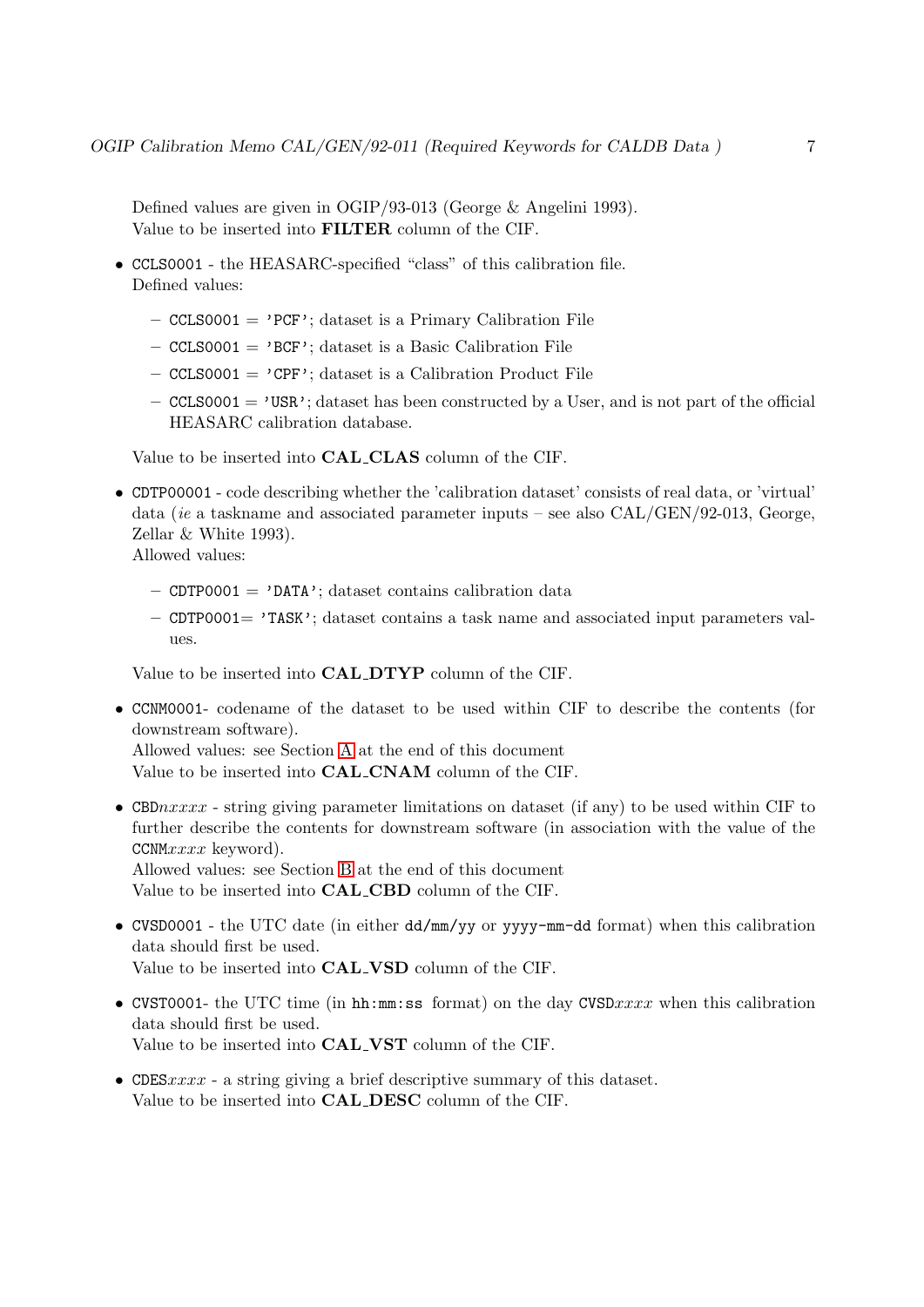Defined values are given in OGIP/93-013 (George & Angelini 1993).
Value to be inserted into **FILTER** column of the CIF.

- `CCLS0001` - the HEASARC-specified "class" of this calibration file.
  Defined values:
  - `CCLS0001 = 'PCF'`; dataset is a Primary Calibration File
  - `CCLS0001 = 'BCF'`; dataset is a Basic Calibration File
  - `CCLS0001 = 'CPF'`; dataset is a Calibration Product File
  - `CCLS0001 = 'USR'`; dataset has been constructed by a User, and is not part of the official HEASARC calibration database.

  Value to be inserted into **CAL_CLAS** column of the CIF.

- `CDTP00001` - code describing whether the 'calibration dataset' consists of real data, or 'virtual' data (*ie* a taskname and associated parameter inputs – see also CAL/GEN/92-013, George, Zellar & White 1993).
  Allowed values:
  - `CDTP0001 = 'DATA'`; dataset contains calibration data
  - `CDTP0001= 'TASK'`; dataset contains a task name and associated input parameters values.

  Value to be inserted into **CAL_DTYP** column of the CIF.

- `CCNM0001`- codename of the dataset to be used within CIF to describe the contents (for downstream software).
  Allowed values: see Section A at the end of this document
  Value to be inserted into **CAL_CNAM** column of the CIF.

- `CBD`*nxxxx* - string giving parameter limitations on dataset (if any) to be used within CIF to further describe the contents for downstream software (in association with the value of the `CCNM`*xxxx* keyword).
  Allowed values: see Section B at the end of this document
  Value to be inserted into **CAL_CBD** column of the CIF.

- `CVSD0001` - the UTC date (in either `dd/mm/yy` or `yyyy-mm-dd` format) when this calibration data should first be used.
  Value to be inserted into **CAL_VSD** column of the CIF.

- `CVST0001`- the UTC time (in `hh:mm:ss` format) on the day `CVSD`*xxxx* when this calibration data should first be used.
  Value to be inserted into **CAL_VST** column of the CIF.

- `CDES`*xxxx* - a string giving a brief descriptive summary of this dataset.
  Value to be inserted into **CAL_DESC** column of the CIF.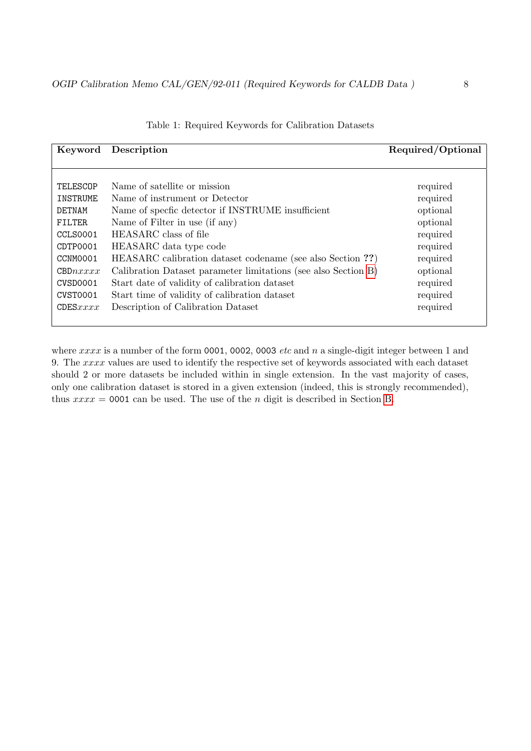Table 1: Required Keywords for Calibration Datasets

| Keyword | Description | Required/Optional |
| --- | --- | --- |
| TELESCOP | Name of satellite or mission | required |
| INSTRUME | Name of instrument or Detector | required |
| DETNAM | Name of specfic detector if INSTRUME insufficient | optional |
| FILTER | Name of Filter in use (if any) | optional |
| CCLS0001 | HEASARC class of file | required |
| CDTP0001 | HEASARC data type code | required |
| CCNM0001 | HEASARC calibration dataset codename (see also Section **??**) | required |
| CBD*nxxxx* | Calibration Dataset parameter limitations (see also Section B) | optional |
| CVSD0001 | Start date of validity of calibration dataset | required |
| CVST0001 | Start time of validity of calibration dataset | required |
| CDES*xxxx* | Description of Calibration Dataset | required |

where *xxxx* is a number of the form 0001, 0002, 0003 *etc* and $n$ a single-digit integer between 1 and 9. The *xxxx* values are used to identify the respective set of keywords associated with each dataset should 2 or more datasets be included within in single extension. In the vast majority of cases, only one calibration dataset is stored in a given extension (indeed, this is strongly recommended), thus *xxxx* = 0001 can be used. The use of the $n$ digit is described in Section B.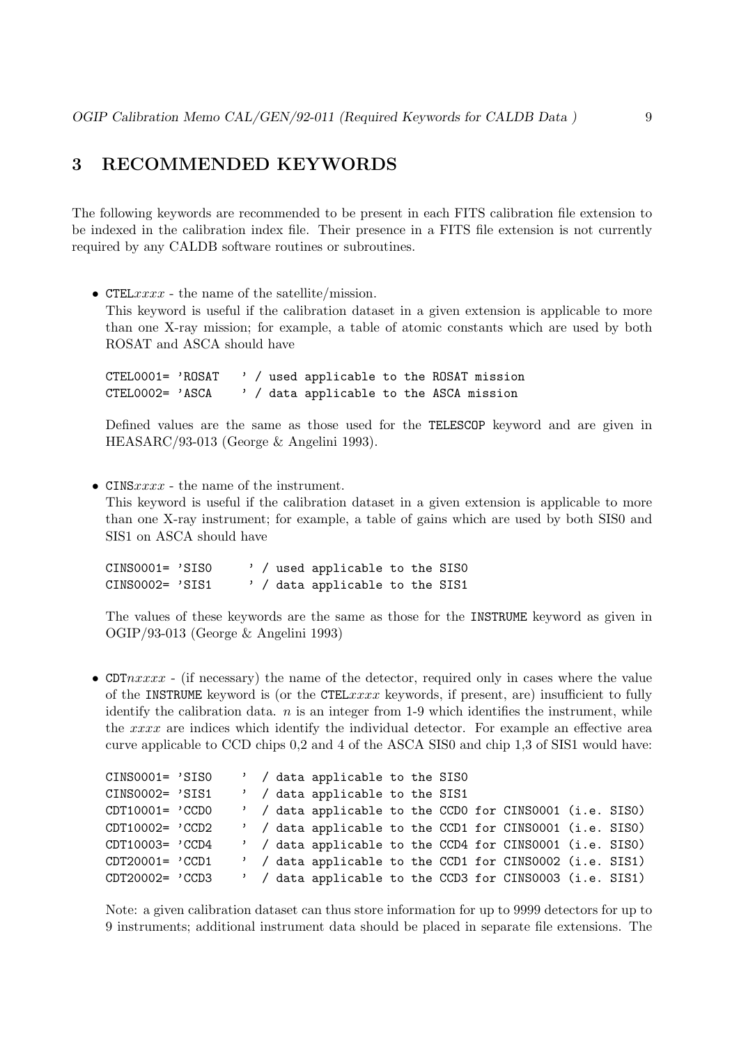# 3 RECOMMENDED KEYWORDS

The following keywords are recommended to be present in each FITS calibration file extension to be indexed in the calibration index file. Their presence in a FITS file extension is not currently required by any CALDB software routines or subroutines.

- CTEL*xxxx* - the name of the satellite/mission.
  This keyword is useful if the calibration dataset in a given extension is applicable to more than one X-ray mission; for example, a table of atomic constants which are used by both ROSAT and ASCA should have

  ```
  CTEL0001= 'ROSAT    ' / used applicable to the ROSAT mission
  CTEL0002= 'ASCA     ' / data applicable to the ASCA mission
  ```

  Defined values are the same as those used for the TELESCOP keyword and are given in HEASARC/93-013 (George & Angelini 1993).

- CINS*xxxx* - the name of the instrument.
  This keyword is useful if the calibration dataset in a given extension is applicable to more than one X-ray instrument; for example, a table of gains which are used by both SIS0 and SIS1 on ASCA should have

  ```
  CINS0001= 'SIS0     ' / used applicable to the SIS0
  CINS0002= 'SIS1     ' / data applicable to the SIS1
  ```

  The values of these keywords are the same as those for the INSTRUME keyword as given in OGIP/93-013 (George & Angelini 1993)

- CDT*nxxxx* - (if necessary) the name of the detector, required only in cases where the value of the INSTRUME keyword is (or the CTEL*xxxx* keywords, if present, are) insufficient to fully identify the calibration data. *n* is an integer from 1-9 which identifies the instrument, while the *xxxx* are indices which identify the individual detector. For example an effective area curve applicable to CCD chips 0,2 and 4 of the ASCA SIS0 and chip 1,3 of SIS1 would have:

  ```
  CINS0001= 'SIS0     ' / data applicable to the SIS0
  CINS0002= 'SIS1     ' / data applicable to the SIS1
  CDT10001= 'CCD0     ' / data applicable to the CCD0 for CINS0001 (i.e. SIS0)
  CDT10002= 'CCD2     ' / data applicable to the CCD1 for CINS0001 (i.e. SIS0)
  CDT10003= 'CCD4     ' / data applicable to the CCD4 for CINS0001 (i.e. SIS0)
  CDT20001= 'CCD1     ' / data applicable to the CCD1 for CINS0002 (i.e. SIS1)
  CDT20002= 'CCD3     ' / data applicable to the CCD3 for CINS0003 (i.e. SIS1)
  ```

  Note: a given calibration dataset can thus store information for up to 9999 detectors for up to 9 instruments; additional instrument data should be placed in separate file extensions. The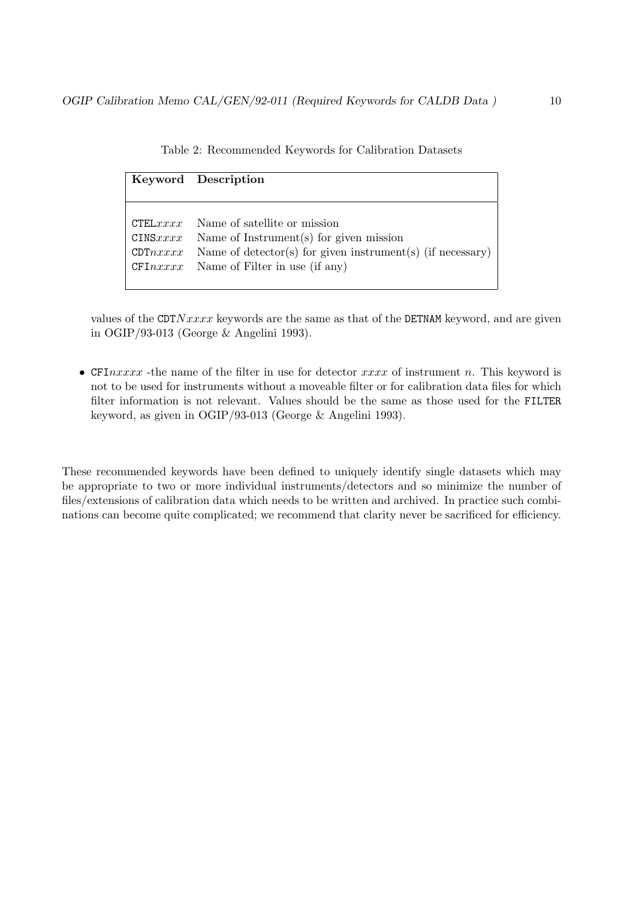Table 2: Recommended Keywords for Calibration Datasets

| **Keyword** | **Description** |
|---|---|
| CTEL*xxxx* | Name of satellite or mission |
| CINS*xxxx* | Name of Instrument(s) for given mission |
| CDT*nxxxx* | Name of detector(s) for given instrument(s) (if necessary) |
| CFI*nxxxx* | Name of Filter in use (if any) |

values of the `CDT`*Nxxxx* keywords are the same as that of the `DETNAM` keyword, and are given in OGIP/93-013 (George & Angelini 1993).

- `CFI`*nxxxx* -the name of the filter in use for detector *xxxx* of instrument *n*. This keyword is not to be used for instruments without a moveable filter or for calibration data files for which filter information is not relevant. Values should be the same as those used for the `FILTER` keyword, as given in OGIP/93-013 (George & Angelini 1993).

These recommended keywords have been defined to uniquely identify single datasets which may be appropriate to two or more individual instruments/detectors and so minimize the number of files/extensions of calibration data which needs to be written and archived. In practice such combinations can become quite complicated; we recommend that clarity never be sacrificed for efficiency.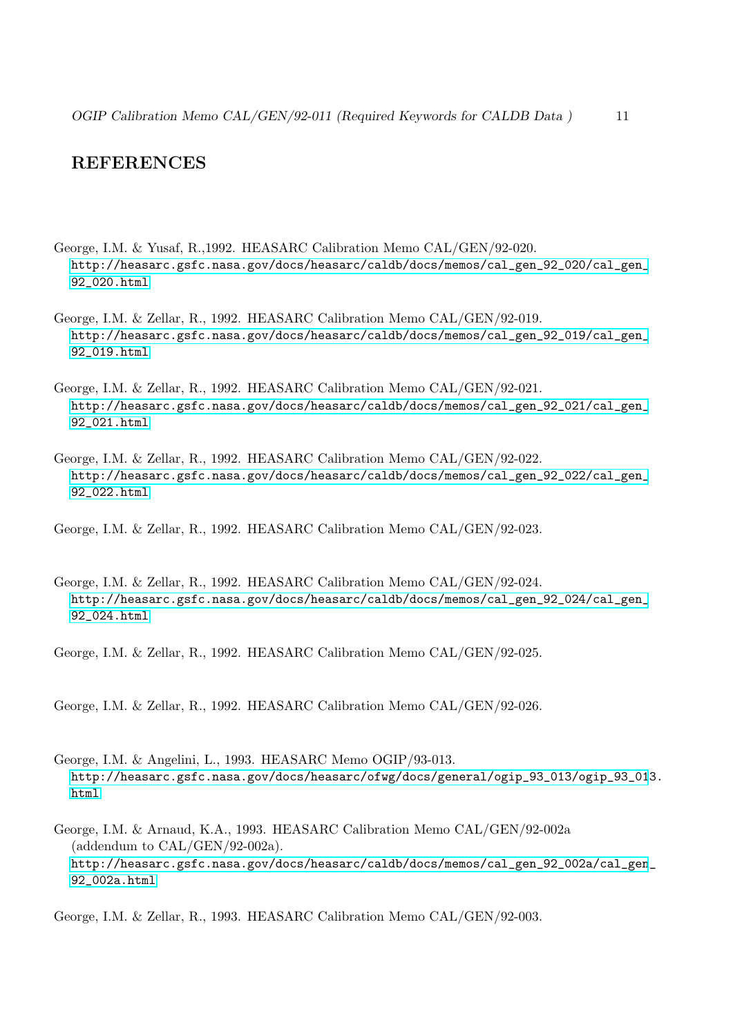## REFERENCES

George, I.M. & Yusaf, R.,1992. HEASARC Calibration Memo CAL/GEN/92-020.
http://heasarc.gsfc.nasa.gov/docs/heasarc/caldb/docs/memos/cal_gen_92_020/cal_gen_92_020.html

George, I.M. & Zellar, R., 1992. HEASARC Calibration Memo CAL/GEN/92-019.
http://heasarc.gsfc.nasa.gov/docs/heasarc/caldb/docs/memos/cal_gen_92_019/cal_gen_92_019.html

George, I.M. & Zellar, R., 1992. HEASARC Calibration Memo CAL/GEN/92-021.
http://heasarc.gsfc.nasa.gov/docs/heasarc/caldb/docs/memos/cal_gen_92_021/cal_gen_92_021.html

George, I.M. & Zellar, R., 1992. HEASARC Calibration Memo CAL/GEN/92-022.
http://heasarc.gsfc.nasa.gov/docs/heasarc/caldb/docs/memos/cal_gen_92_022/cal_gen_92_022.html

George, I.M. & Zellar, R., 1992. HEASARC Calibration Memo CAL/GEN/92-023.

George, I.M. & Zellar, R., 1992. HEASARC Calibration Memo CAL/GEN/92-024.
http://heasarc.gsfc.nasa.gov/docs/heasarc/caldb/docs/memos/cal_gen_92_024/cal_gen_92_024.html

George, I.M. & Zellar, R., 1992. HEASARC Calibration Memo CAL/GEN/92-025.

George, I.M. & Zellar, R., 1992. HEASARC Calibration Memo CAL/GEN/92-026.

George, I.M. & Angelini, L., 1993. HEASARC Memo OGIP/93-013.
http://heasarc.gsfc.nasa.gov/docs/heasarc/ofwg/docs/general/ogip_93_013/ogip_93_013.html

George, I.M. & Arnaud, K.A., 1993. HEASARC Calibration Memo CAL/GEN/92-002a (addendum to CAL/GEN/92-002a).
http://heasarc.gsfc.nasa.gov/docs/heasarc/caldb/docs/memos/cal_gen_92_002a/cal_gen_92_002a.html

George, I.M. & Zellar, R., 1993. HEASARC Calibration Memo CAL/GEN/92-003.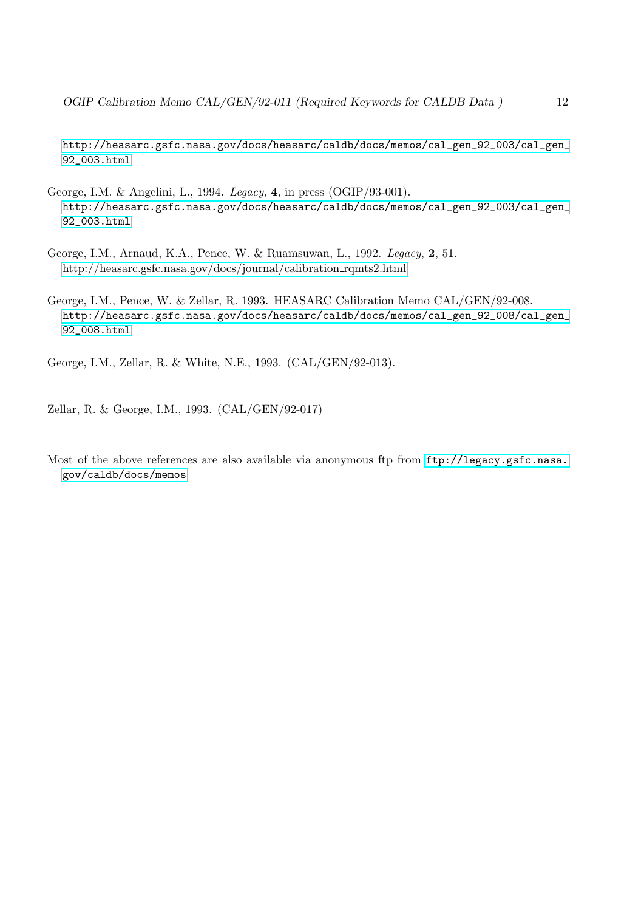http://heasarc.gsfc.nasa.gov/docs/heasarc/caldb/docs/memos/cal_gen_92_003/cal_gen_92_003.html

George, I.M. & Angelini, L., 1994. *Legacy*, **4**, in press (OGIP/93-001).
http://heasarc.gsfc.nasa.gov/docs/heasarc/caldb/docs/memos/cal_gen_92_003/cal_gen_92_003.html

George, I.M., Arnaud, K.A., Pence, W. & Ruamsuwan, L., 1992. *Legacy*, **2**, 51.
http://heasarc.gsfc.nasa.gov/docs/journal/calibration_rqmts2.html

George, I.M., Pence, W. & Zellar, R. 1993. HEASARC Calibration Memo CAL/GEN/92-008.
http://heasarc.gsfc.nasa.gov/docs/heasarc/caldb/docs/memos/cal_gen_92_008/cal_gen_92_008.html

George, I.M., Zellar, R. & White, N.E., 1993. (CAL/GEN/92-013).

Zellar, R. & George, I.M., 1993. (CAL/GEN/92-017)

Most of the above references are also available via anonymous ftp from ftp://legacy.gsfc.nasa.gov/caldb/docs/memos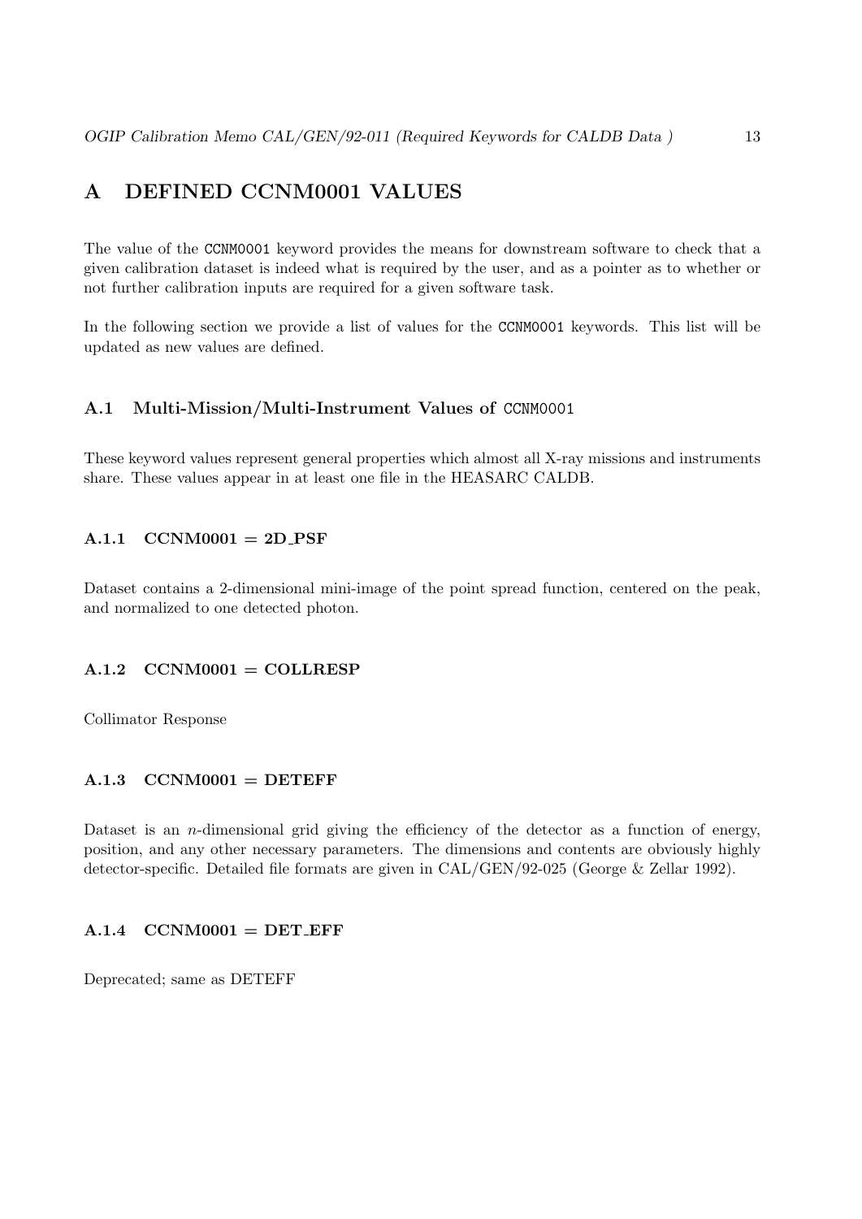# A DEFINED CCNM0001 VALUES

The value of the `CCNM0001` keyword provides the means for downstream software to check that a given calibration dataset is indeed what is required by the user, and as a pointer as to whether or not further calibration inputs are required for a given software task.

In the following section we provide a list of values for the `CCNM0001` keywords. This list will be updated as new values are defined.

## A.1 Multi-Mission/Multi-Instrument Values of `CCNM0001`

These keyword values represent general properties which almost all X-ray missions and instruments share. These values appear in at least one file in the HEASARC CALDB.

### A.1.1 CCNM0001 = 2D_PSF

Dataset contains a 2-dimensional mini-image of the point spread function, centered on the peak, and normalized to one detected photon.

### A.1.2 CCNM0001 = COLLRESP

Collimator Response

### A.1.3 CCNM0001 = DETEFF

Dataset is an $n$-dimensional grid giving the efficiency of the detector as a function of energy, position, and any other necessary parameters. The dimensions and contents are obviously highly detector-specific. Detailed file formats are given in CAL/GEN/92-025 (George & Zellar 1992).

### A.1.4 CCNM0001 = DET_EFF

Deprecated; same as DETEFF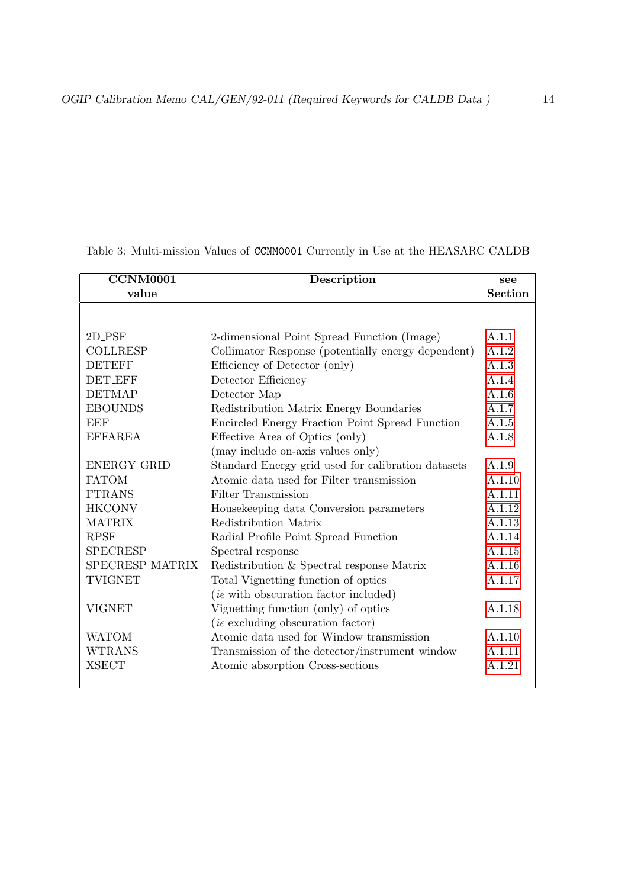Table 3: Multi-mission Values of CCNM0001 Currently in Use at the HEASARC CALDB

| CCNM0001 value | Description | see Section |
|---|---|---|
| 2D_PSF | 2-dimensional Point Spread Function (Image) | A.1.1 |
| COLLRESP | Collimator Response (potentially energy dependent) | A.1.2 |
| DETEFF | Efficiency of Detector (only) | A.1.3 |
| DET_EFF | Detector Efficiency | A.1.4 |
| DETMAP | Detector Map | A.1.6 |
| EBOUNDS | Redistribution Matrix Energy Boundaries | A.1.7 |
| EEF | Encircled Energy Fraction Point Spread Function | A.1.5 |
| EFFAREA | Effective Area of Optics (only) (may include on-axis values only) | A.1.8 |
| ENERGY_GRID | Standard Energy grid used for calibration datasets | A.1.9 |
| FATOM | Atomic data used for Filter transmission | A.1.10 |
| FTRANS | Filter Transmission | A.1.11 |
| HKCONV | Housekeeping data Conversion parameters | A.1.12 |
| MATRIX | Redistribution Matrix | A.1.13 |
| RPSF | Radial Profile Point Spread Function | A.1.14 |
| SPECRESP | Spectral response | A.1.15 |
| SPECRESP MATRIX | Redistribution & Spectral response Matrix | A.1.16 |
| TVIGNET | Total Vignetting function of optics (*ie* with obscuration factor included) | A.1.17 |
| VIGNET | Vignetting function (only) of optics (*ie* excluding obscuration factor) | A.1.18 |
| WATOM | Atomic data used for Window transmission | A.1.10 |
| WTRANS | Transmission of the detector/instrument window | A.1.11 |
| XSECT | Atomic absorption Cross-sections | A.1.21 |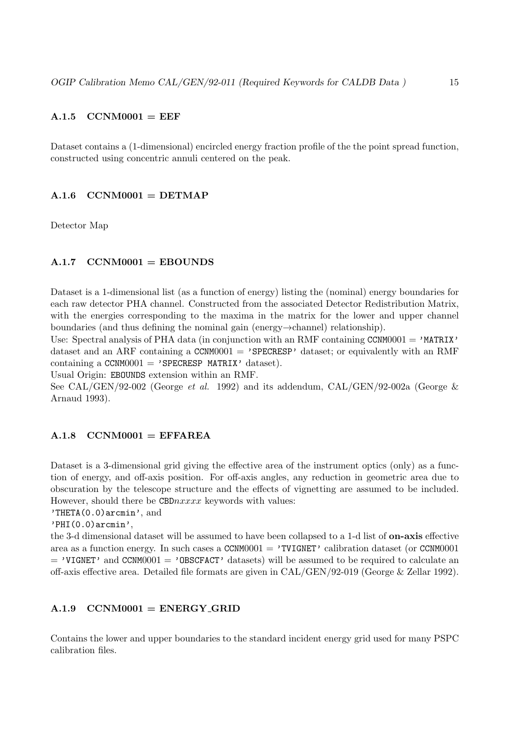### A.1.5 CCNM0001 = EEF

Dataset contains a (1-dimensional) encircled energy fraction profile of the the point spread function, constructed using concentric annuli centered on the peak.

### A.1.6 CCNM0001 = DETMAP

Detector Map

### A.1.7 CCNM0001 = EBOUNDS

Dataset is a 1-dimensional list (as a function of energy) listing the (nominal) energy boundaries for each raw detector PHA channel. Constructed from the associated Detector Redistribution Matrix, with the energies corresponding to the maxima in the matrix for the lower and upper channel boundaries (and thus defining the nominal gain (energy→channel) relationship).
Use: Spectral analysis of PHA data (in conjunction with an RMF containing `CCNM0001` = `'MATRIX'` dataset and an ARF containing a `CCNM0001` = `'SPECRESP'` dataset; or equivalently with an RMF containing a `CCNM0001` = `'SPECRESP MATRIX'` dataset).
Usual Origin: `EBOUNDS` extension within an RMF.
See CAL/GEN/92-002 (George *et al.* 1992) and its addendum, CAL/GEN/92-002a (George & Arnaud 1993).

### A.1.8 CCNM0001 = EFFAREA

Dataset is a 3-dimensional grid giving the effective area of the instrument optics (only) as a function of energy, and off-axis position. For off-axis angles, any reduction in geometric area due to obscuration by the telescope structure and the effects of vignetting are assumed to be included. However, should there be `CBD`*nxxxx* keywords with values:
`'THETA(0.0)arcmin'`, and
`'PHI(0.0)arcmin'`,
the 3-d dimensional dataset will be assumed to have been collapsed to a 1-d list of **on-axis** effective area as a function energy. In such cases a `CCNM0001` = `'TVIGNET'` calibration dataset (or `CCNM0001` = `'VIGNET'` and `CCNM0001` = `'OBSCFACT'` datasets) will be assumed to be required to calculate an off-axis effective area. Detailed file formats are given in CAL/GEN/92-019 (George & Zellar 1992).

### A.1.9 CCNM0001 = ENERGY_GRID

Contains the lower and upper boundaries to the standard incident energy grid used for many PSPC calibration files.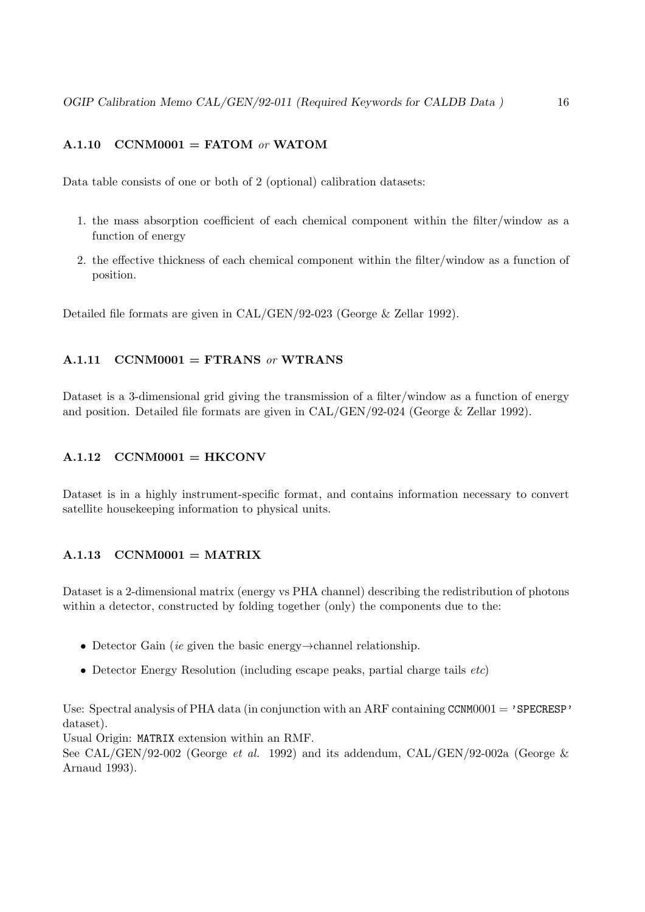#### A.1.10 CCNM0001 = FATOM *or* WATOM

Data table consists of one or both of 2 (optional) calibration datasets:

1. the mass absorption coefficient of each chemical component within the filter/window as a function of energy
2. the effective thickness of each chemical component within the filter/window as a function of position.

Detailed file formats are given in CAL/GEN/92-023 (George & Zellar 1992).

#### A.1.11 CCNM0001 = FTRANS *or* WTRANS

Dataset is a 3-dimensional grid giving the transmission of a filter/window as a function of energy and position. Detailed file formats are given in CAL/GEN/92-024 (George & Zellar 1992).

#### A.1.12 CCNM0001 = HKCONV

Dataset is in a highly instrument-specific format, and contains information necessary to convert satellite housekeeping information to physical units.

#### A.1.13 CCNM0001 = MATRIX

Dataset is a 2-dimensional matrix (energy vs PHA channel) describing the redistribution of photons within a detector, constructed by folding together (only) the components due to the:

- Detector Gain (*ie* given the basic energy→channel relationship.
- Detector Energy Resolution (including escape peaks, partial charge tails *etc*)

Use: Spectral analysis of PHA data (in conjunction with an ARF containing `CCNM0001` = `'SPECRESP'` dataset).
Usual Origin: `MATRIX` extension within an RMF.
See CAL/GEN/92-002 (George *et al.* 1992) and its addendum, CAL/GEN/92-002a (George & Arnaud 1993).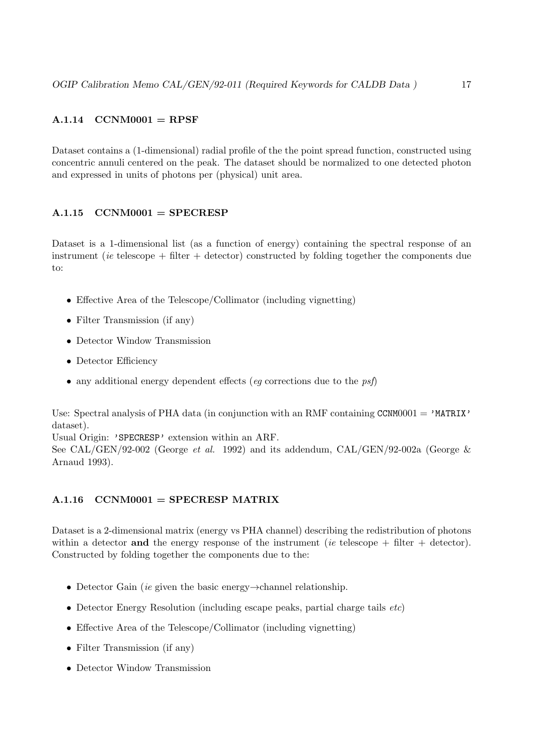### A.1.14 CCNM0001 = RPSF

Dataset contains a (1-dimensional) radial profile of the the point spread function, constructed using concentric annuli centered on the peak. The dataset should be normalized to one detected photon and expressed in units of photons per (physical) unit area.

### A.1.15 CCNM0001 = SPECRESP

Dataset is a 1-dimensional list (as a function of energy) containing the spectral response of an instrument (*ie* telescope + filter + detector) constructed by folding together the components due to:

- Effective Area of the Telescope/Collimator (including vignetting)
- Filter Transmission (if any)
- Detector Window Transmission
- Detector Efficiency
- any additional energy dependent effects (*eg* corrections due to the *psf*)

Use: Spectral analysis of PHA data (in conjunction with an RMF containing `CCNM0001` = `'MATRIX'` dataset).
Usual Origin: `'SPECRESP'` extension within an ARF.
See CAL/GEN/92-002 (George *et al.* 1992) and its addendum, CAL/GEN/92-002a (George & Arnaud 1993).

### A.1.16 CCNM0001 = SPECRESP MATRIX

Dataset is a 2-dimensional matrix (energy vs PHA channel) describing the redistribution of photons within a detector **and** the energy response of the instrument (*ie* telescope + filter + detector). Constructed by folding together the components due to the:

- Detector Gain (*ie* given the basic energy→channel relationship.
- Detector Energy Resolution (including escape peaks, partial charge tails *etc*)
- Effective Area of the Telescope/Collimator (including vignetting)
- Filter Transmission (if any)
- Detector Window Transmission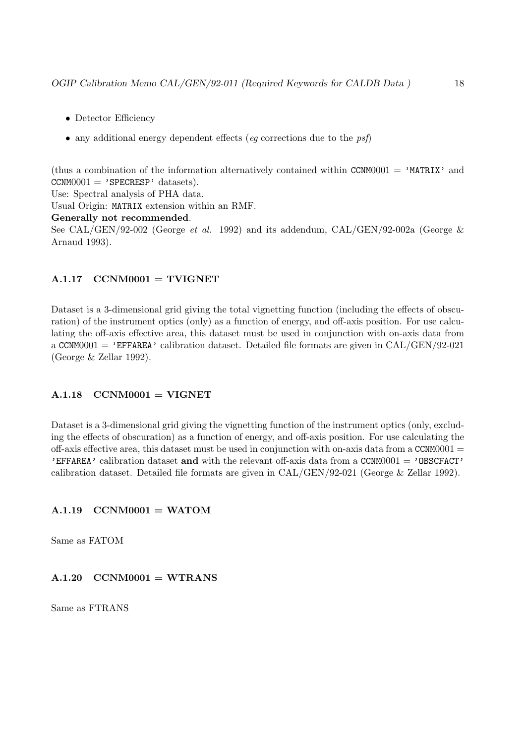- Detector Efficiency
- any additional energy dependent effects (*eg* corrections due to the *psf*)

(thus a combination of the information alternatively contained within `CCNM0001` = `'MATRIX'` and `CCNM0001` = `'SPECRESP'` datasets).
Use: Spectral analysis of PHA data.
Usual Origin: `MATRIX` extension within an RMF.
**Generally not recommended**.
See CAL/GEN/92-002 (George *et al.* 1992) and its addendum, CAL/GEN/92-002a (George & Arnaud 1993).

#### A.1.17 CCNM0001 = TVIGNET

Dataset is a 3-dimensional grid giving the total vignetting function (including the effects of obscuration) of the instrument optics (only) as a function of energy, and off-axis position. For use calculating the off-axis effective area, this dataset must be used in conjunction with on-axis data from a `CCNM0001` = `'EFFAREA'` calibration dataset. Detailed file formats are given in CAL/GEN/92-021 (George & Zellar 1992).

#### A.1.18 CCNM0001 = VIGNET

Dataset is a 3-dimensional grid giving the vignetting function of the instrument optics (only, excluding the effects of obscuration) as a function of energy, and off-axis position. For use calculating the off-axis effective area, this dataset must be used in conjunction with on-axis data from a `CCNM0001` = `'EFFAREA'` calibration dataset **and** with the relevant off-axis data from a `CCNM0001` = `'OBSCFACT'` calibration dataset. Detailed file formats are given in CAL/GEN/92-021 (George & Zellar 1992).

#### A.1.19 CCNM0001 = WATOM

Same as FATOM

#### A.1.20 CCNM0001 = WTRANS

Same as FTRANS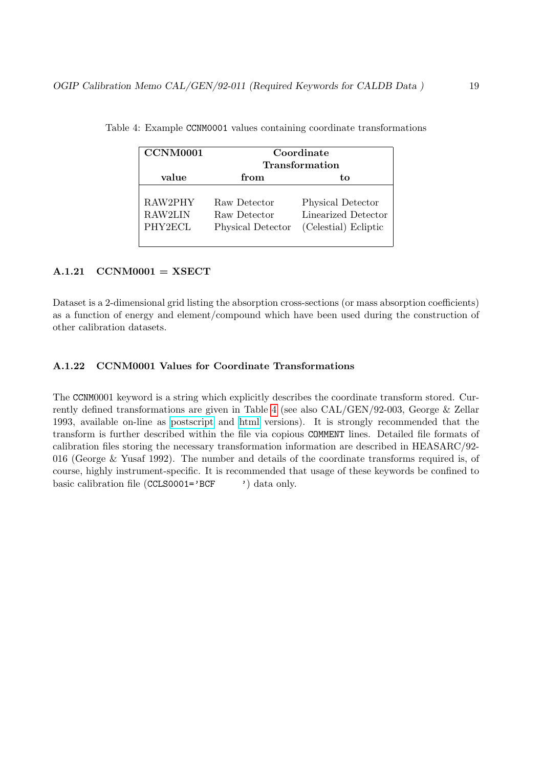Table 4: Example `CCNM0001` values containing coordinate transformations

| CCNM0001 | Coordinate Transformation | |
|---|---|---|
| **value** | **from** | **to** |
| RAW2PHY | Raw Detector | Physical Detector |
| RAW2LIN | Raw Detector | Linearized Detector |
| PHY2ECL | Physical Detector | (Celestial) Ecliptic |

### A.1.21 CCNM0001 = XSECT

Dataset is a 2-dimensional grid listing the absorption cross-sections (or mass absorption coefficients) as a function of energy and element/compound which have been used during the construction of other calibration datasets.

### A.1.22 CCNM0001 Values for Coordinate Transformations

The `CCNM0001` keyword is a string which explicitly describes the coordinate transform stored. Currently defined transformations are given in Table 4 (see also CAL/GEN/92-003, George & Zellar 1993, available on-line as postscript and html versions). It is strongly recommended that the transform is further described within the file via copious `COMMENT` lines. Detailed file formats of calibration files storing the necessary transformation information are described in HEASARC/92-016 (George & Yusaf 1992). The number and details of the coordinate transforms required is, of course, highly instrument-specific. It is recommended that usage of these keywords be confined to basic calibration file (`CCLS0001='BCF     '`) data only.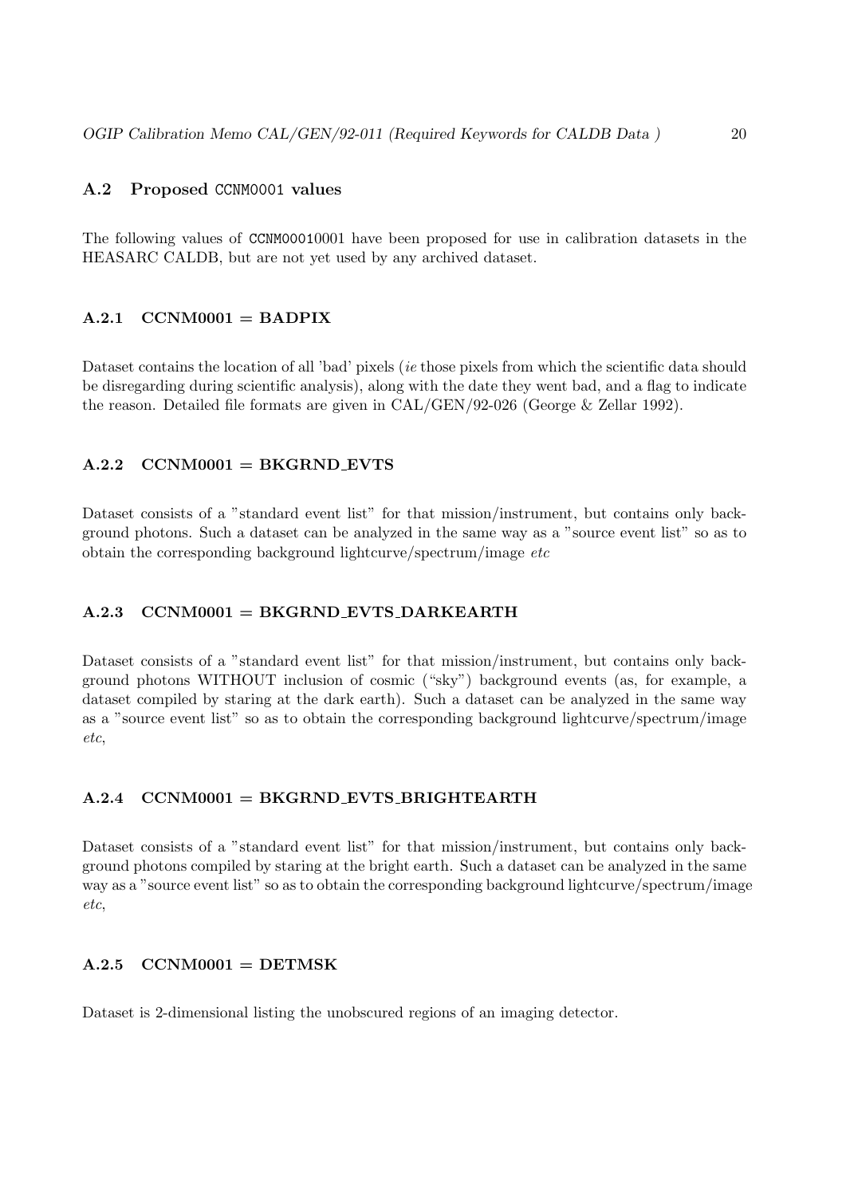## A.2 Proposed `CCNM0001` values

The following values of `CCNM00010001` have been proposed for use in calibration datasets in the HEASARC CALDB, but are not yet used by any archived dataset.

### A.2.1 CCNM0001 = BADPIX

Dataset contains the location of all 'bad' pixels (*ie* those pixels from which the scientific data should be disregarding during scientific analysis), along with the date they went bad, and a flag to indicate the reason. Detailed file formats are given in CAL/GEN/92-026 (George & Zellar 1992).

### A.2.2 CCNM0001 = BKGRND_EVTS

Dataset consists of a "standard event list" for that mission/instrument, but contains only background photons. Such a dataset can be analyzed in the same way as a "source event list" so as to obtain the corresponding background lightcurve/spectrum/image *etc*

### A.2.3 CCNM0001 = BKGRND_EVTS_DARKEARTH

Dataset consists of a "standard event list" for that mission/instrument, but contains only background photons WITHOUT inclusion of cosmic ("sky") background events (as, for example, a dataset compiled by staring at the dark earth). Such a dataset can be analyzed in the same way as a "source event list" so as to obtain the corresponding background lightcurve/spectrum/image *etc*,

### A.2.4 CCNM0001 = BKGRND_EVTS_BRIGHTEARTH

Dataset consists of a "standard event list" for that mission/instrument, but contains only background photons compiled by staring at the bright earth. Such a dataset can be analyzed in the same way as a "source event list" so as to obtain the corresponding background lightcurve/spectrum/image *etc*,

### A.2.5 CCNM0001 = DETMSK

Dataset is 2-dimensional listing the unobscured regions of an imaging detector.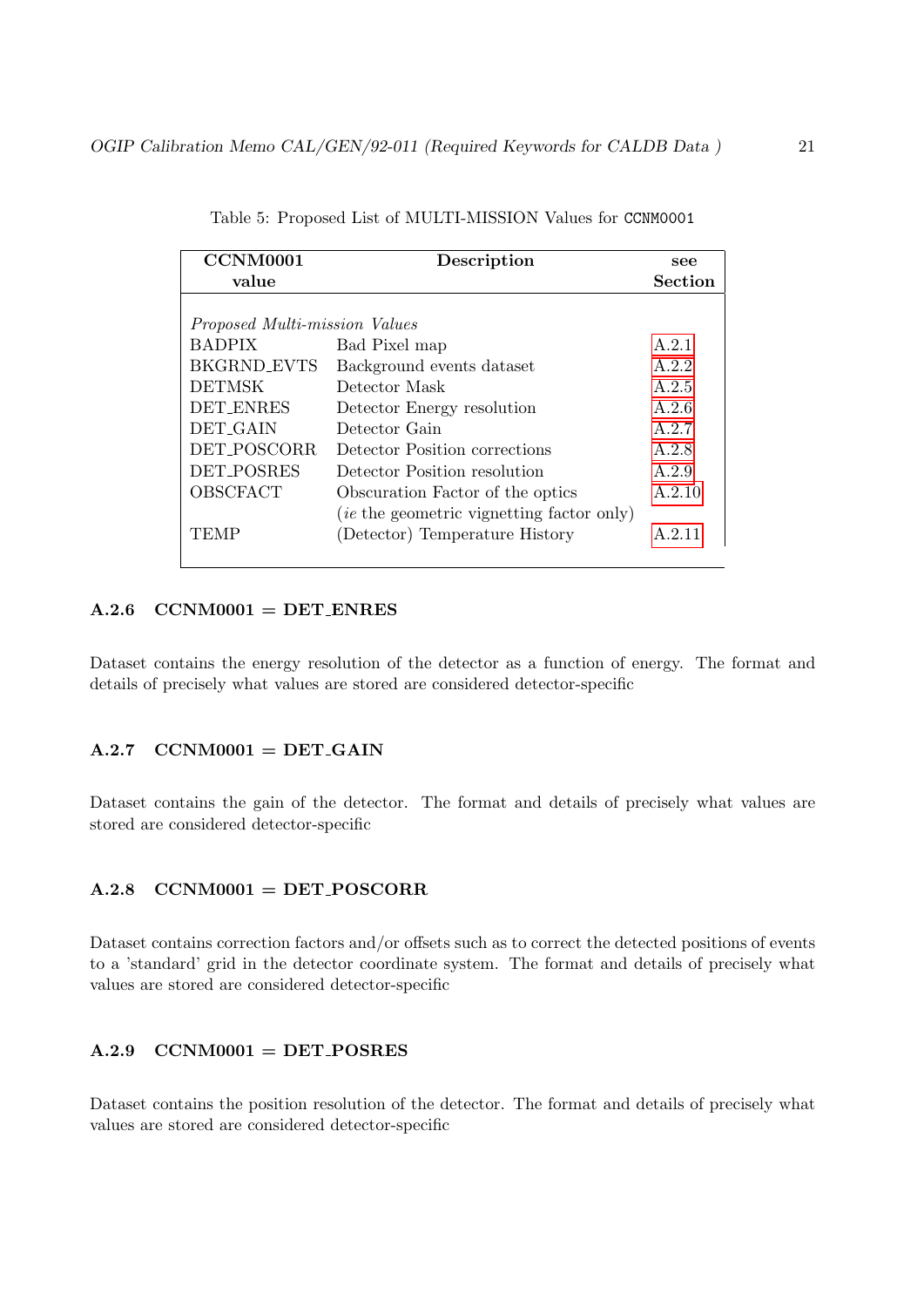Table 5: Proposed List of MULTI-MISSION Values for CCNM0001

| CCNM0001 value | Description | see Section |
|---|---|---|
| *Proposed Multi-mission Values* | | |
| BADPIX | Bad Pixel map | A.2.1 |
| BKGRND_EVTS | Background events dataset | A.2.2 |
| DETMSK | Detector Mask | A.2.5 |
| DET_ENRES | Detector Energy resolution | A.2.6 |
| DET_GAIN | Detector Gain | A.2.7 |
| DET_POSCORR | Detector Position corrections | A.2.8 |
| DET_POSRES | Detector Position resolution | A.2.9 |
| OBSCFACT | Obscuration Factor of the optics (*ie* the geometric vignetting factor only) | A.2.10 |
| TEMP | (Detector) Temperature History | A.2.11 |

#### A.2.6 CCNM0001 = DET_ENRES

Dataset contains the energy resolution of the detector as a function of energy. The format and details of precisely what values are stored are considered detector-specific

#### A.2.7 CCNM0001 = DET_GAIN

Dataset contains the gain of the detector. The format and details of precisely what values are stored are considered detector-specific

#### A.2.8 CCNM0001 = DET_POSCORR

Dataset contains correction factors and/or offsets such as to correct the detected positions of events to a 'standard' grid in the detector coordinate system. The format and details of precisely what values are stored are considered detector-specific

#### A.2.9 CCNM0001 = DET_POSRES

Dataset contains the position resolution of the detector. The format and details of precisely what values are stored are considered detector-specific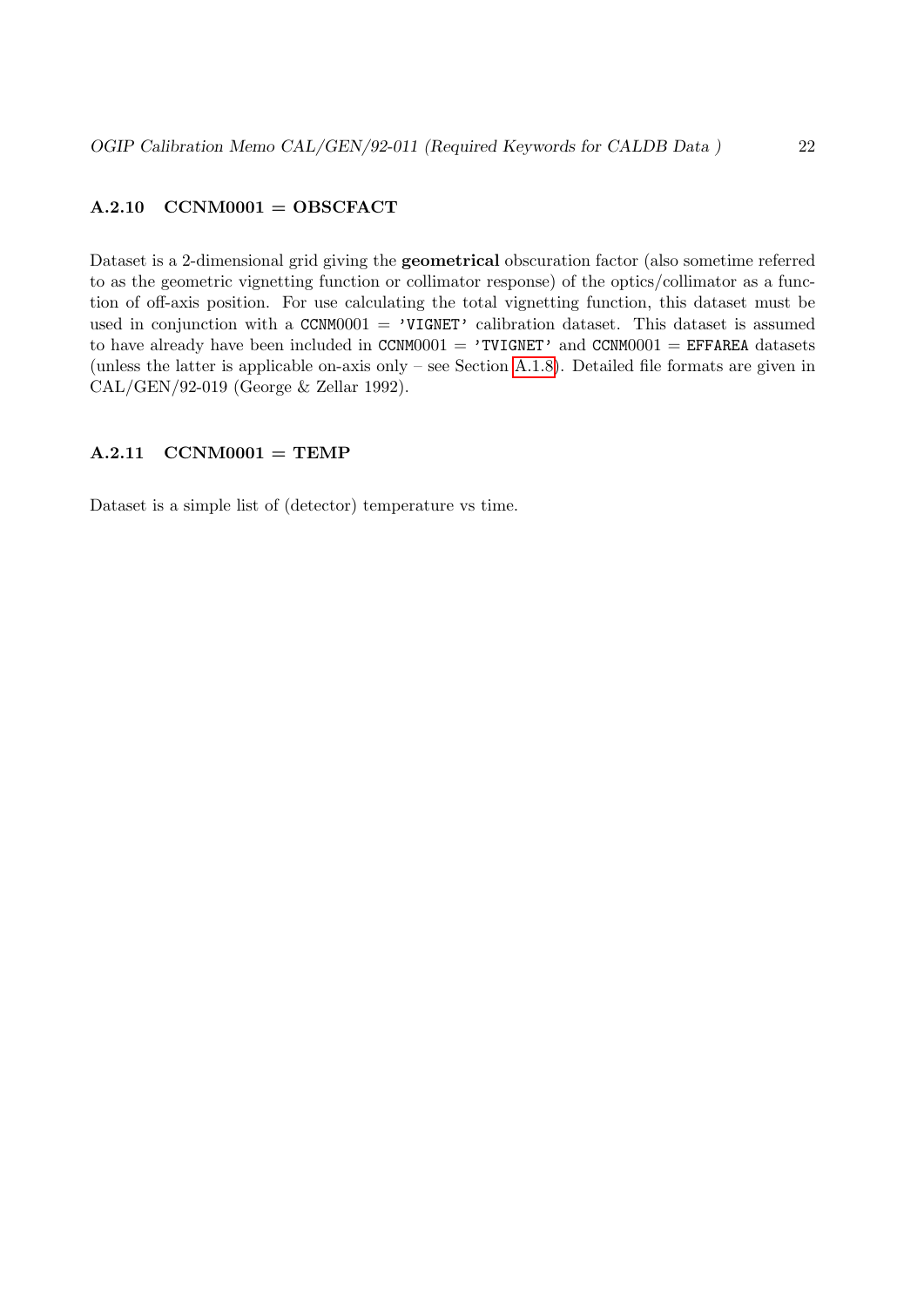### A.2.10 CCNM0001 = OBSCFACT

Dataset is a 2-dimensional grid giving the **geometrical** obscuration factor (also sometime referred to as the geometric vignetting function or collimator response) of the optics/collimator as a function of off-axis position. For use calculating the total vignetting function, this dataset must be used in conjunction with a `CCNM0001` = `'VIGNET'` calibration dataset. This dataset is assumed to have already have been included in `CCNM0001` = `'TVIGNET'` and `CCNM0001` = `EFFAREA` datasets (unless the latter is applicable on-axis only – see Section A.1.8). Detailed file formats are given in CAL/GEN/92-019 (George & Zellar 1992).

### A.2.11 CCNM0001 = TEMP

Dataset is a simple list of (detector) temperature vs time.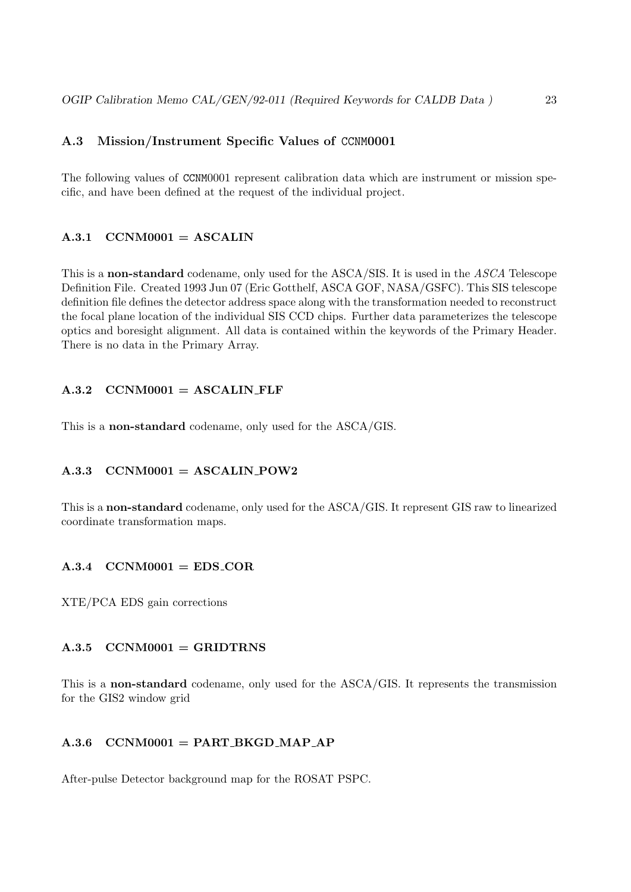## A.3 Mission/Instrument Specific Values of CCNM0001

The following values of CCNM0001 represent calibration data which are instrument or mission specific, and have been defined at the request of the individual project.

### A.3.1 CCNM0001 = ASCALIN

This is a **non-standard** codename, only used for the ASCA/SIS. It is used in the *ASCA* Telescope Definition File. Created 1993 Jun 07 (Eric Gotthelf, ASCA GOF, NASA/GSFC). This SIS telescope definition file defines the detector address space along with the transformation needed to reconstruct the focal plane location of the individual SIS CCD chips. Further data parameterizes the telescope optics and boresight alignment. All data is contained within the keywords of the Primary Header. There is no data in the Primary Array.

### A.3.2 CCNM0001 = ASCALIN_FLF

This is a **non-standard** codename, only used for the ASCA/GIS.

### A.3.3 CCNM0001 = ASCALIN_POW2

This is a **non-standard** codename, only used for the ASCA/GIS. It represent GIS raw to linearized coordinate transformation maps.

### A.3.4 CCNM0001 = EDS_COR

XTE/PCA EDS gain corrections

### A.3.5 CCNM0001 = GRIDTRNS

This is a **non-standard** codename, only used for the ASCA/GIS. It represents the transmission for the GIS2 window grid

### A.3.6 CCNM0001 = PART_BKGD_MAP_AP

After-pulse Detector background map for the ROSAT PSPC.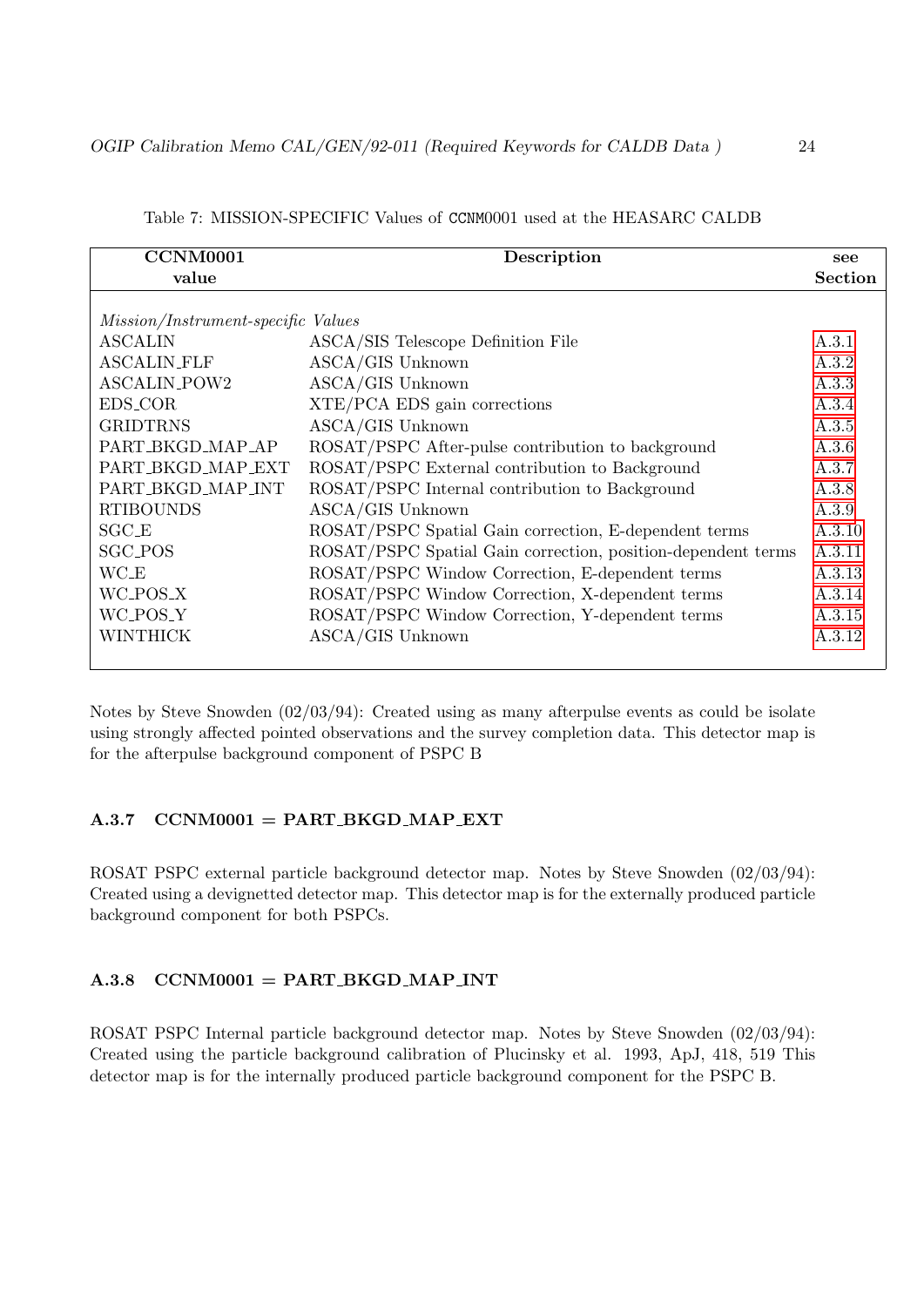Table 7: MISSION-SPECIFIC Values of CCNM0001 used at the HEASARC CALDB

| CCNM0001 value | Description | see Section |
|---|---|---|
| *Mission/Instrument-specific Values* | | |
| ASCALIN | ASCA/SIS Telescope Definition File | A.3.1 |
| ASCALIN_FLF | ASCA/GIS Unknown | A.3.2 |
| ASCALIN_POW2 | ASCA/GIS Unknown | A.3.3 |
| EDS_COR | XTE/PCA EDS gain corrections | A.3.4 |
| GRIDTRNS | ASCA/GIS Unknown | A.3.5 |
| PART_BKGD_MAP_AP | ROSAT/PSPC After-pulse contribution to background | A.3.6 |
| PART_BKGD_MAP_EXT | ROSAT/PSPC External contribution to Background | A.3.7 |
| PART_BKGD_MAP_INT | ROSAT/PSPC Internal contribution to Background | A.3.8 |
| RTIBOUNDS | ASCA/GIS Unknown | A.3.9 |
| SGC_E | ROSAT/PSPC Spatial Gain correction, E-dependent terms | A.3.10 |
| SGC_POS | ROSAT/PSPC Spatial Gain correction, position-dependent terms | A.3.11 |
| WC_E | ROSAT/PSPC Window Correction, E-dependent terms | A.3.13 |
| WC_POS_X | ROSAT/PSPC Window Correction, X-dependent terms | A.3.14 |
| WC_POS_Y | ROSAT/PSPC Window Correction, Y-dependent terms | A.3.15 |
| WINTHICK | ASCA/GIS Unknown | A.3.12 |

Notes by Steve Snowden (02/03/94): Created using as many afterpulse events as could be isolate using strongly affected pointed observations and the survey completion data. This detector map is for the afterpulse background component of PSPC B

### A.3.7 CCNM0001 = PART_BKGD_MAP_EXT

ROSAT PSPC external particle background detector map. Notes by Steve Snowden (02/03/94): Created using a devignetted detector map. This detector map is for the externally produced particle background component for both PSPCs.

### A.3.8 CCNM0001 = PART_BKGD_MAP_INT

ROSAT PSPC Internal particle background detector map. Notes by Steve Snowden (02/03/94): Created using the particle background calibration of Plucinsky et al. 1993, ApJ, 418, 519 This detector map is for the internally produced particle background component for the PSPC B.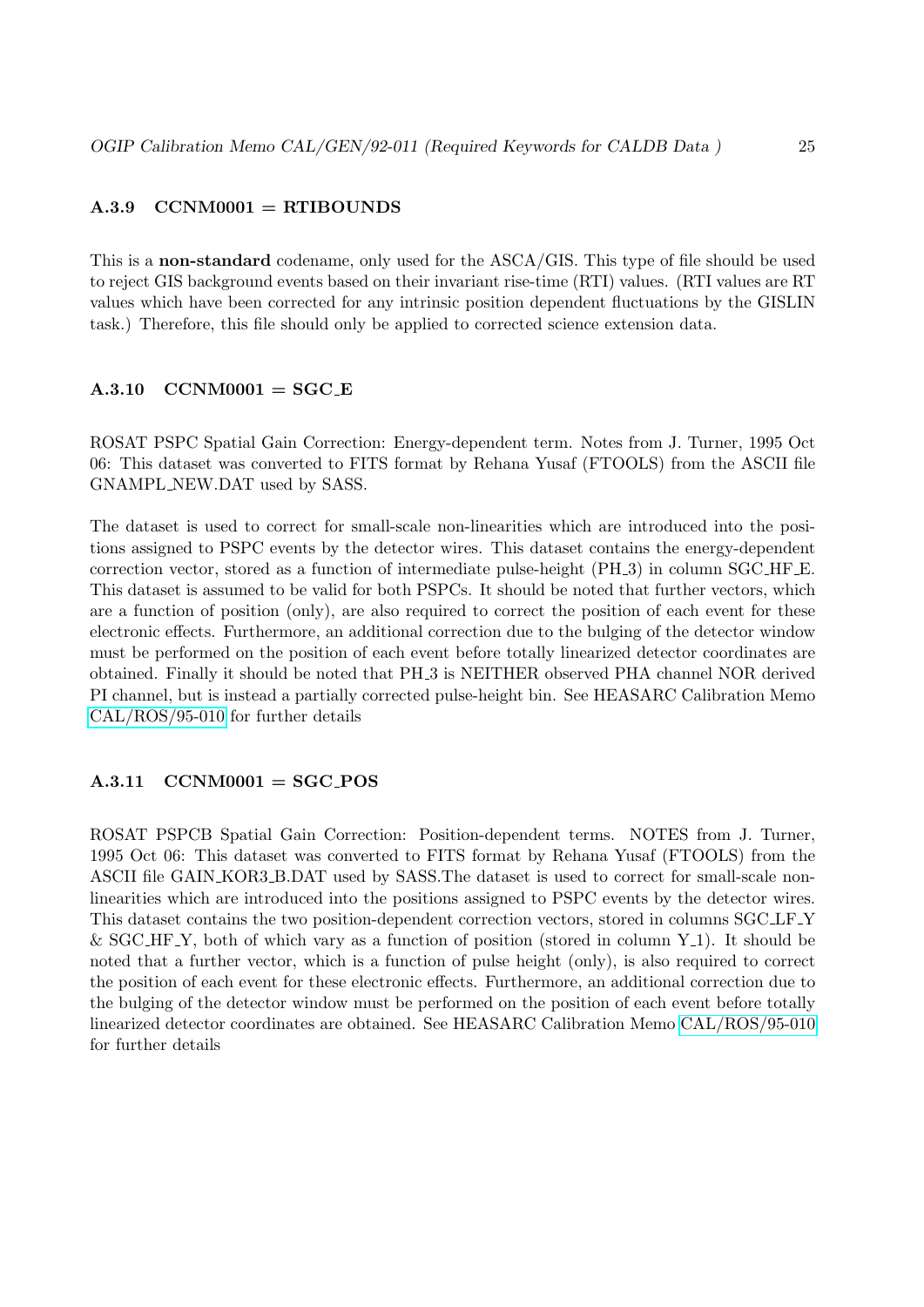### A.3.9 CCNM0001 = RTIBOUNDS

This is a **non-standard** codename, only used for the ASCA/GIS. This type of file should be used to reject GIS background events based on their invariant rise-time (RTI) values. (RTI values are RT values which have been corrected for any intrinsic position dependent fluctuations by the GISLIN task.) Therefore, this file should only be applied to corrected science extension data.

### A.3.10 CCNM0001 = SGC_E

ROSAT PSPC Spatial Gain Correction: Energy-dependent term. Notes from J. Turner, 1995 Oct 06: This dataset was converted to FITS format by Rehana Yusaf (FTOOLS) from the ASCII file GNAMPL_NEW.DAT used by SASS.

The dataset is used to correct for small-scale non-linearities which are introduced into the positions assigned to PSPC events by the detector wires. This dataset contains the energy-dependent correction vector, stored as a function of intermediate pulse-height (PH_3) in column SGC_HF_E. This dataset is assumed to be valid for both PSPCs. It should be noted that further vectors, which are a function of position (only), are also required to correct the position of each event for these electronic effects. Furthermore, an additional correction due to the bulging of the detector window must be performed on the position of each event before totally linearized detector coordinates are obtained. Finally it should be noted that PH_3 is NEITHER observed PHA channel NOR derived PI channel, but is instead a partially corrected pulse-height bin. See HEASARC Calibration Memo CAL/ROS/95-010 for further details

### A.3.11 CCNM0001 = SGC_POS

ROSAT PSPCB Spatial Gain Correction: Position-dependent terms. NOTES from J. Turner, 1995 Oct 06: This dataset was converted to FITS format by Rehana Yusaf (FTOOLS) from the ASCII file GAIN_KOR3_B.DAT used by SASS.The dataset is used to correct for small-scale non-linearities which are introduced into the positions assigned to PSPC events by the detector wires. This dataset contains the two position-dependent correction vectors, stored in columns SGC_LF_Y & SGC_HF_Y, both of which vary as a function of position (stored in column Y_1). It should be noted that a further vector, which is a function of pulse height (only), is also required to correct the position of each event for these electronic effects. Furthermore, an additional correction due to the bulging of the detector window must be performed on the position of each event before totally linearized detector coordinates are obtained. See HEASARC Calibration Memo CAL/ROS/95-010 for further details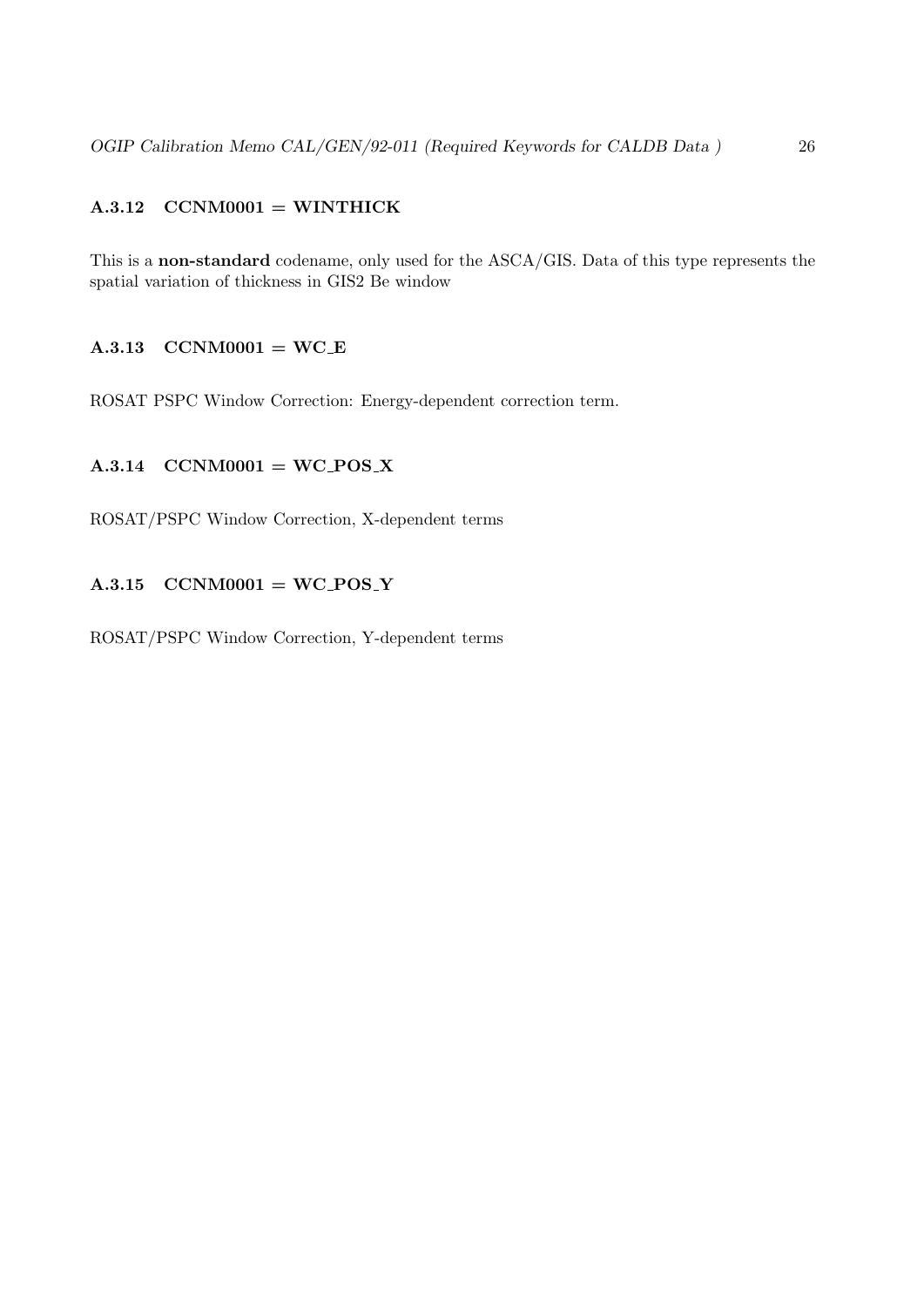#### A.3.12 CCNM0001 = WINTHICK

This is a **non-standard** codename, only used for the ASCA/GIS. Data of this type represents the spatial variation of thickness in GIS2 Be window

#### A.3.13 CCNM0001 = WC_E

ROSAT PSPC Window Correction: Energy-dependent correction term.

#### A.3.14 CCNM0001 = WC_POS_X

ROSAT/PSPC Window Correction, X-dependent terms

#### A.3.15 CCNM0001 = WC_POS_Y

ROSAT/PSPC Window Correction, Y-dependent terms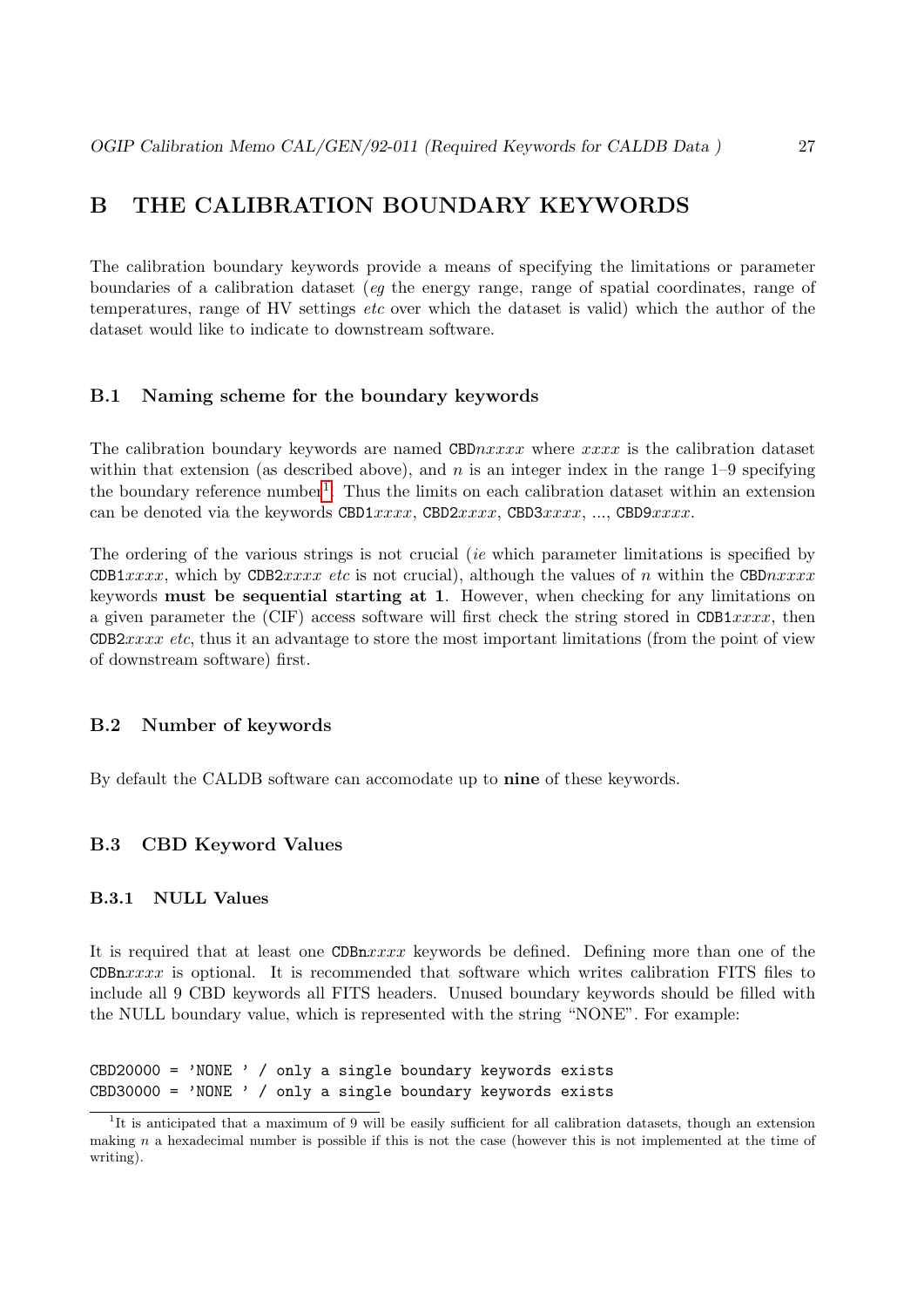# B THE CALIBRATION BOUNDARY KEYWORDS

The calibration boundary keywords provide a means of specifying the limitations or parameter boundaries of a calibration dataset (*eg* the energy range, range of spatial coordinates, range of temperatures, range of HV settings *etc* over which the dataset is valid) which the author of the dataset would like to indicate to downstream software.

## B.1 Naming scheme for the boundary keywords

The calibration boundary keywords are named `CBD`*nxxxx* where *xxxx* is the calibration dataset within that extension (as described above), and *n* is an integer index in the range 1–9 specifying the boundary reference number[1]. Thus the limits on each calibration dataset within an extension can be denoted via the keywords `CBD1`*xxxx*, `CBD2`*xxxx*, `CBD3`*xxxx*, ..., `CBD9`*xxxx*.

The ordering of the various strings is not crucial (*ie* which parameter limitations is specified by `CDB1`*xxxx*, which by `CDB2`*xxxx* *etc* is not crucial), although the values of *n* within the `CBD`*nxxxx* keywords **must be sequential starting at 1**. However, when checking for any limitations on a given parameter the (CIF) access software will first check the string stored in `CDB1`*xxxx*, then `CDB2`*xxxx* *etc*, thus it an advantage to store the most important limitations (from the point of view of downstream software) first.

## B.2 Number of keywords

By default the CALDB software can accomodate up to **nine** of these keywords.

## B.3 CBD Keyword Values

### B.3.1 NULL Values

It is required that at least one `CDBn`*xxxx* keywords be defined. Defining more than one of the `CDBn`*xxxx* is optional. It is recommended that software which writes calibration FITS files to include all 9 CBD keywords all FITS headers. Unused boundary keywords should be filled with the NULL boundary value, which is represented with the string "NONE". For example:

```
CBD20000 = 'NONE ' / only a single boundary keywords exists
CBD30000 = 'NONE ' / only a single boundary keywords exists
```

[1] It is anticipated that a maximum of 9 will be easily sufficient for all calibration datasets, though an extension making *n* a hexadecimal number is possible if this is not the case (however this is not implemented at the time of writing).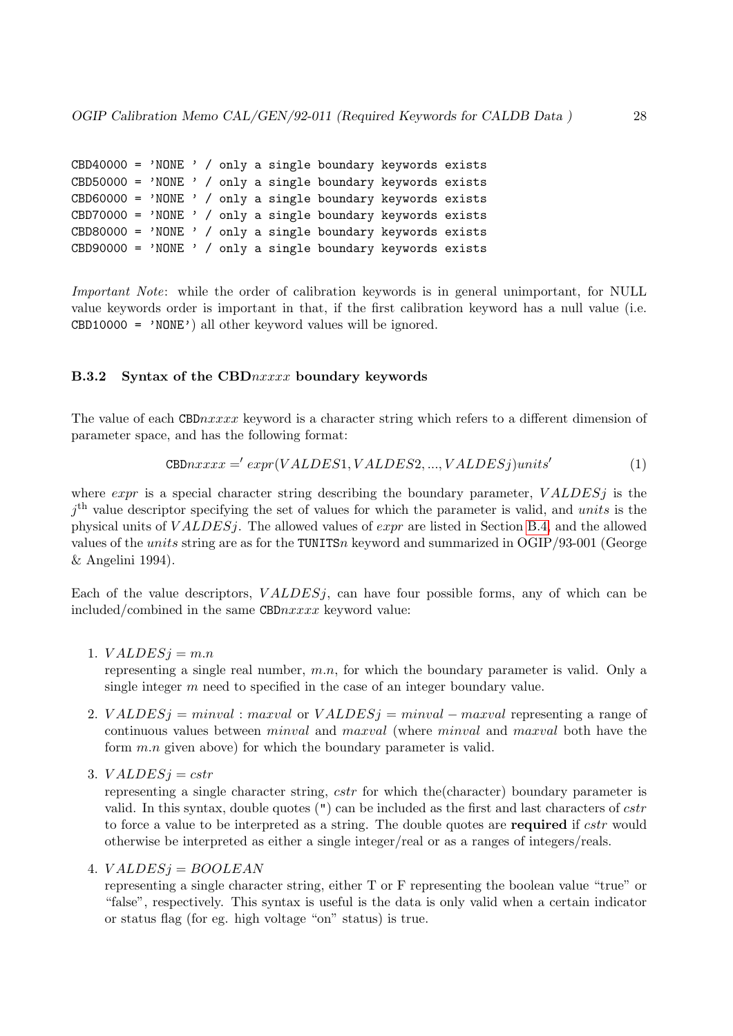```
CBD40000 = 'NONE ' / only a single boundary keywords exists
CBD50000 = 'NONE ' / only a single boundary keywords exists
CBD60000 = 'NONE ' / only a single boundary keywords exists
CBD70000 = 'NONE ' / only a single boundary keywords exists
CBD80000 = 'NONE ' / only a single boundary keywords exists
CBD90000 = 'NONE ' / only a single boundary keywords exists
```

*Important Note*: while the order of calibration keywords is in general unimportant, for NULL value keywords order is important in that, if the first calibration keyword has a null value (i.e. `CBD10000 = 'NONE'`) all other keyword values will be ignored.

### B.3.2 Syntax of the CBD*nxxxx* boundary keywords

The value of each CBD*nxxxx* keyword is a character string which refers to a different dimension of parameter space, and has the following format:

$$\texttt{CBD}nxxxx =' expr(VALDES1, VALDES2, ..., VALDESj)units' \tag{1}$$

where *expr* is a special character string describing the boundary parameter, $VALDESj$ is the $j^{\text{th}}$ value descriptor specifying the set of values for which the parameter is valid, and *units* is the physical units of $VALDESj$. The allowed values of *expr* are listed in Section B.4, and the allowed values of the *units* string are as for the TUNITS*n* keyword and summarized in OGIP/93-001 (George & Angelini 1994).

Each of the value descriptors, $VALDESj$, can have four possible forms, any of which can be included/combined in the same CBD*nxxxx* keyword value:

1. $VALDESj = m.n$
   representing a single real number, $m.n$, for which the boundary parameter is valid. Only a single integer $m$ need to specified in the case of an integer boundary value.

2. $VALDESj = minval : maxval$ or $VALDESj = minval - maxval$ representing a range of continuous values between *minval* and *maxval* (where *minval* and *maxval* both have the form $m.n$ given above) for which the boundary parameter is valid.

3. $VALDESj = cstr$
   representing a single character string, *cstr* for which the(character) boundary parameter is valid. In this syntax, double quotes (") can be included as the first and last characters of *cstr* to force a value to be interpreted as a string. The double quotes are **required** if *cstr* would otherwise be interpreted as either a single integer/real or as a ranges of integers/reals.

4. $VALDESj = BOOLEAN$
   representing a single character string, either T or F representing the boolean value "true" or "false", respectively. This syntax is useful is the data is only valid when a certain indicator or status flag (for eg. high voltage "on" status) is true.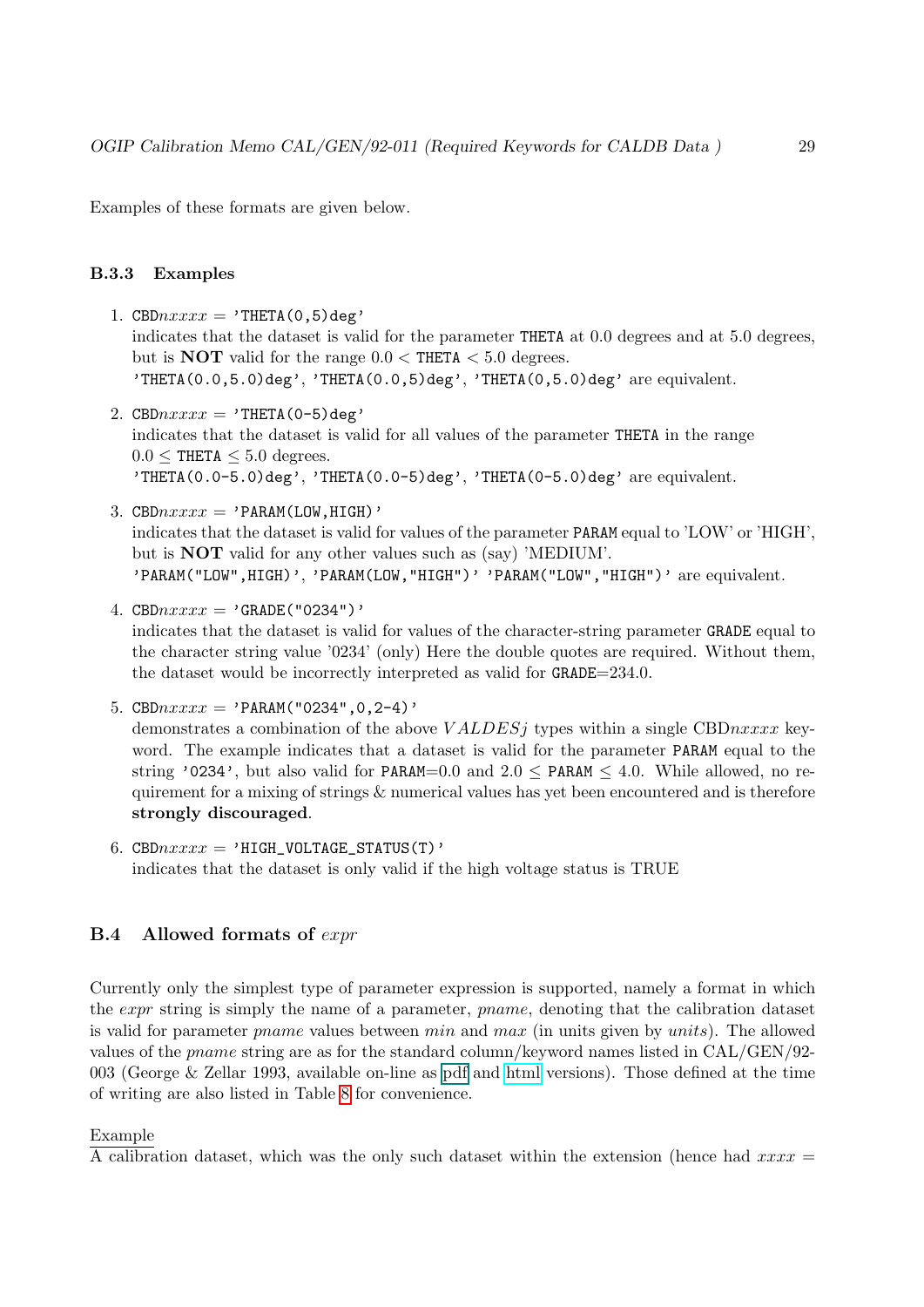Examples of these formats are given below.

### B.3.3 Examples

1. `CBD`$nxxxx$ = `'THETA(0,5)deg'`
   indicates that the dataset is valid for the parameter `THETA` at 0.0 degrees and at 5.0 degrees, but is **NOT** valid for the range 0.0 < `THETA` < 5.0 degrees.
   `'THETA(0.0,5.0)deg'`, `'THETA(0.0,5)deg'`, `'THETA(0,5.0)deg'` are equivalent.

2. `CBD`$nxxxx$ = `'THETA(0-5)deg'`
   indicates that the dataset is valid for all values of the parameter `THETA` in the range 0.0 ≤ `THETA` ≤ 5.0 degrees.
   `'THETA(0.0-5.0)deg'`, `'THETA(0.0-5)deg'`, `'THETA(0-5.0)deg'` are equivalent.

3. `CBD`$nxxxx$ = `'PARAM(LOW,HIGH)'`
   indicates that the dataset is valid for values of the parameter `PARAM` equal to 'LOW' or 'HIGH', but is **NOT** valid for any other values such as (say) 'MEDIUM'.
   `'PARAM("LOW",HIGH)'`, `'PARAM(LOW,"HIGH")'` `'PARAM("LOW","HIGH")'` are equivalent.

4. `CBD`$nxxxx$ = `'GRADE("0234")'`
   indicates that the dataset is valid for values of the character-string parameter `GRADE` equal to the character string value '0234' (only) Here the double quotes are required. Without them, the dataset would be incorrectly interpreted as valid for `GRADE`=234.0.

5. `CBD`$nxxxx$ = `'PARAM("0234",0,2-4)'`
   demonstrates a combination of the above $VALDESj$ types within a single CBD$nxxxx$ keyword. The example indicates that a dataset is valid for the parameter `PARAM` equal to the string `'0234'`, but also valid for `PARAM`=0.0 and 2.0 ≤ `PARAM` ≤ 4.0. While allowed, no requirement for a mixing of strings & numerical values has yet been encountered and is therefore **strongly discouraged**.

6. `CBD`$nxxxx$ = `'HIGH_VOLTAGE_STATUS(T)'`
   indicates that the dataset is only valid if the high voltage status is TRUE

## B.4 Allowed formats of *expr*

Currently only the simplest type of parameter expression is supported, namely a format in which the *expr* string is simply the name of a parameter, *pname*, denoting that the calibration dataset is valid for parameter *pname* values between *min* and *max* (in units given by *units*). The allowed values of the *pname* string are as for the standard column/keyword names listed in CAL/GEN/92-003 (George & Zellar 1993, available on-line as pdf and html versions). Those defined at the time of writing are also listed in Table 8 for convenience.

Example
A calibration dataset, which was the only such dataset within the extension (hence had $xxxx$ =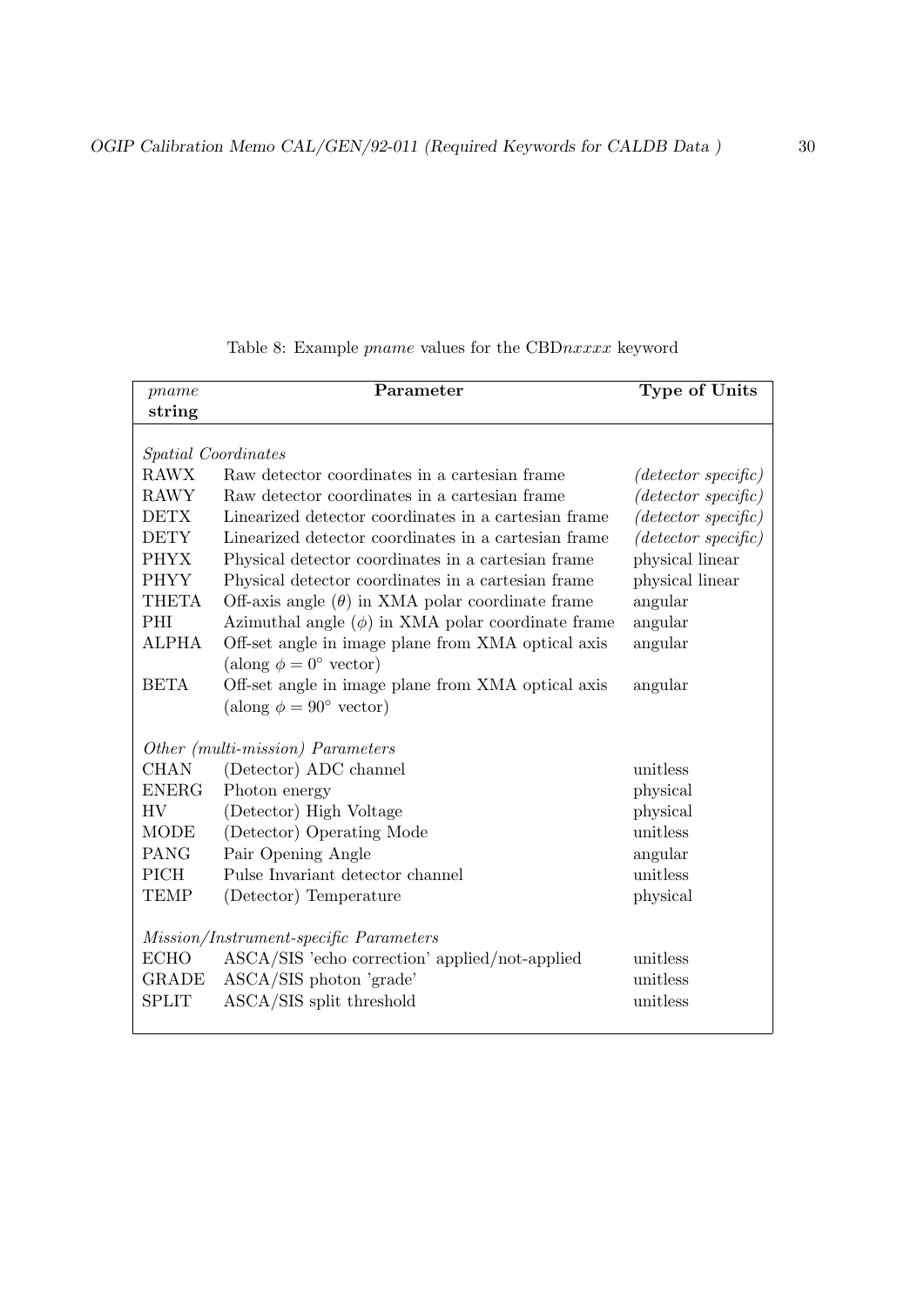Table 8: Example *pname* values for the CBD*nxxxx* keyword

| *pname* **string** | **Parameter** | **Type of Units** |
|---|---|---|
| *Spatial Coordinates* | | |
| RAWX | Raw detector coordinates in a cartesian frame | *(detector specific)* |
| RAWY | Raw detector coordinates in a cartesian frame | *(detector specific)* |
| DETX | Linearized detector coordinates in a cartesian frame | *(detector specific)* |
| DETY | Linearized detector coordinates in a cartesian frame | *(detector specific)* |
| PHYX | Physical detector coordinates in a cartesian frame | physical linear |
| PHYY | Physical detector coordinates in a cartesian frame | physical linear |
| THETA | Off-axis angle ($\theta$) in XMA polar coordinate frame | angular |
| PHI | Azimuthal angle ($\phi$) in XMA polar coordinate frame | angular |
| ALPHA | Off-set angle in image plane from XMA optical axis (along $\phi = 0^\circ$ vector) | angular |
| BETA | Off-set angle in image plane from XMA optical axis (along $\phi = 90^\circ$ vector) | angular |
| *Other (multi-mission) Parameters* | | |
| CHAN | (Detector) ADC channel | unitless |
| ENERG | Photon energy | physical |
| HV | (Detector) High Voltage | physical |
| MODE | (Detector) Operating Mode | unitless |
| PANG | Pair Opening Angle | angular |
| PICH | Pulse Invariant detector channel | unitless |
| TEMP | (Detector) Temperature | physical |
| *Mission/Instrument-specific Parameters* | | |
| ECHO | ASCA/SIS 'echo correction' applied/not-applied | unitless |
| GRADE | ASCA/SIS photon 'grade' | unitless |
| SPLIT | ASCA/SIS split threshold | unitless |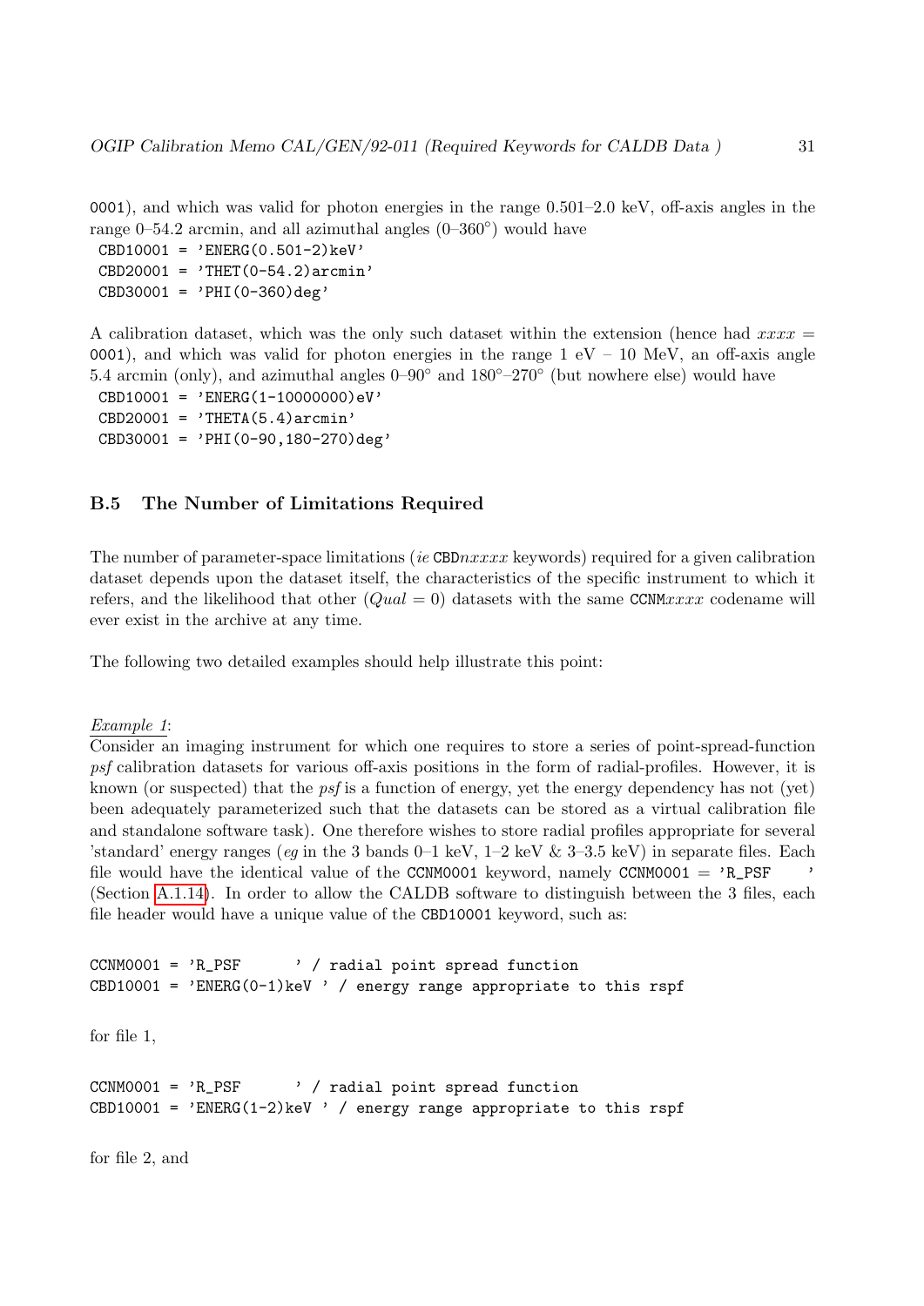0001), and which was valid for photon energies in the range 0.501–2.0 keV, off-axis angles in the range 0–54.2 arcmin, and all azimuthal angles (0–360°) would have

```
CBD10001 = 'ENERG(0.501-2)keV'
CBD20001 = 'THET(0-54.2)arcmin'
CBD30001 = 'PHI(0-360)deg'
```

A calibration dataset, which was the only such dataset within the extension (hence had *xxxx* = 0001), and which was valid for photon energies in the range 1 eV – 10 MeV, an off-axis angle 5.4 arcmin (only), and azimuthal angles 0–90° and 180°–270° (but nowhere else) would have

```
CBD10001 = 'ENERG(1-10000000)eV'
CBD20001 = 'THETA(5.4)arcmin'
CBD30001 = 'PHI(0-90,180-270)deg'
```

## B.5 The Number of Limitations Required

The number of parameter-space limitations (*ie* CBD*nxxxx* keywords) required for a given calibration dataset depends upon the dataset itself, the characteristics of the specific instrument to which it refers, and the likelihood that other ($Qual = 0$) datasets with the same CCNM*xxxx* codename will ever exist in the archive at any time.

The following two detailed examples should help illustrate this point:

*Example 1*:
Consider an imaging instrument for which one requires to store a series of point-spread-function *psf* calibration datasets for various off-axis positions in the form of radial-profiles. However, it is known (or suspected) that the *psf* is a function of energy, yet the energy dependency has not (yet) been adequately parameterized such that the datasets can be stored as a virtual calibration file and standalone software task). One therefore wishes to store radial profiles appropriate for several 'standard' energy ranges (*eg* in the 3 bands 0–1 keV, 1–2 keV & 3–3.5 keV) in separate files. Each file would have the identical value of the CCNM0001 keyword, namely CCNM0001 = 'R_PSF     ' (Section A.1.14). In order to allow the CALDB software to distinguish between the 3 files, each file header would have a unique value of the CBD10001 keyword, such as:

```
CCNM0001 = 'R_PSF      ' / radial point spread function
CBD10001 = 'ENERG(0-1)keV ' / energy range appropriate to this rspf
```

for file 1,

```
CCNM0001 = 'R_PSF      ' / radial point spread function
CBD10001 = 'ENERG(1-2)keV ' / energy range appropriate to this rspf
```

for file 2, and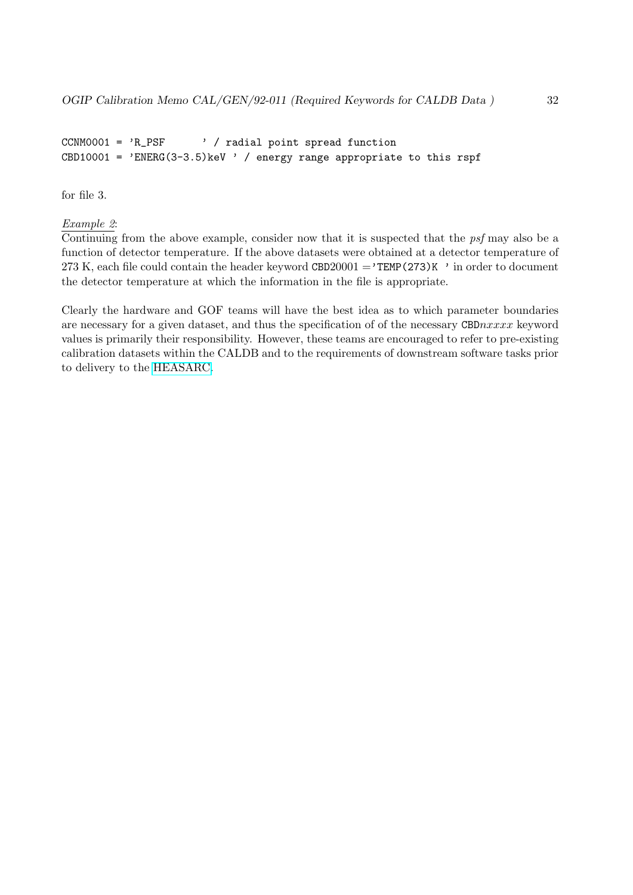```
CCNM0001 = 'R_PSF      ' / radial point spread function
CBD10001 = 'ENERG(3-3.5)keV ' / energy range appropriate to this rspf
```

for file 3.

Example 2:
Continuing from the above example, consider now that it is suspected that the *psf* may also be a function of detector temperature. If the above datasets were obtained at a detector temperature of 273 K, each file could contain the header keyword `CBD20001 ='TEMP(273)K '` in order to document the detector temperature at which the information in the file is appropriate.

Clearly the hardware and GOF teams will have the best idea as to which parameter boundaries are necessary for a given dataset, and thus the specification of of the necessary CBD*nxxxx* keyword values is primarily their responsibility. However, these teams are encouraged to refer to pre-existing calibration datasets within the CALDB and to the requirements of downstream software tasks prior to delivery to the HEASARC.